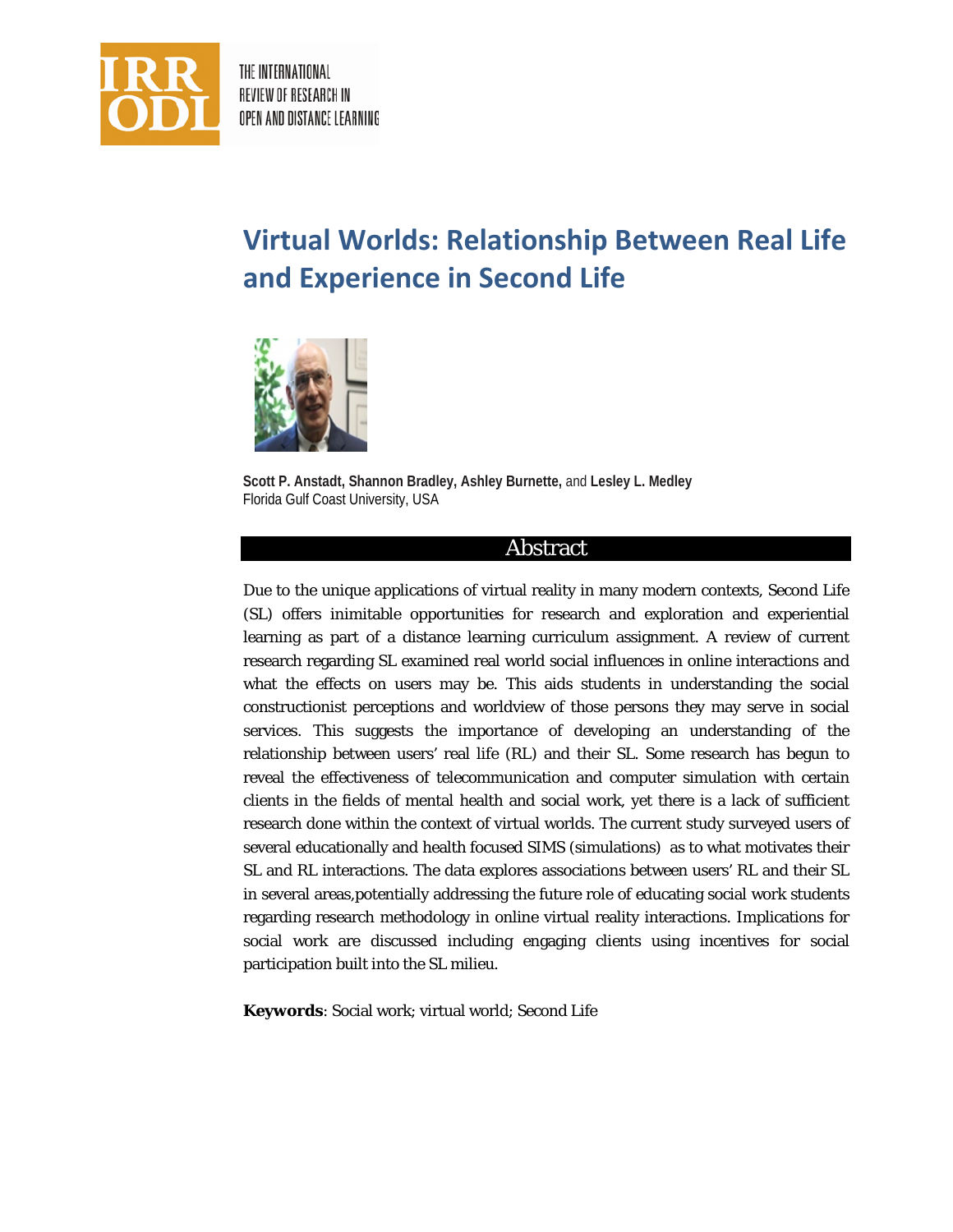# Virtual Worlds: Relationship Between Real Life and Experience in Second Life

**Scott P. Anstadt, Shannon Bradley, Ashley Burnette,** and **Lesley L. Medley**
Florida Gulf Coast University, USA

## Abstract

Due to the unique applications of virtual reality in many modern contexts, Second Life (SL) offers inimitable opportunities for research and exploration and experiential learning as part of a distance learning curriculum assignment. A review of current research regarding SL examined real world social influences in online interactions and what the effects on users may be. This aids students in understanding the social constructionist perceptions and worldview of those persons they may serve in social services. This suggests the importance of developing an understanding of the relationship between users' real life (RL) and their SL. Some research has begun to reveal the effectiveness of telecommunication and computer simulation with certain clients in the fields of mental health and social work, yet there is a lack of sufficient research done within the context of virtual worlds. The current study surveyed users of several educationally and health focused SIMS (simulations) as to what motivates their SL and RL interactions. The data explores associations between users' RL and their SL in several areas,potentially addressing the future role of educating social work students regarding research methodology in online virtual reality interactions. Implications for social work are discussed including engaging clients using incentives for social participation built into the SL milieu.

**Keywords**: Social work; virtual world; Second Life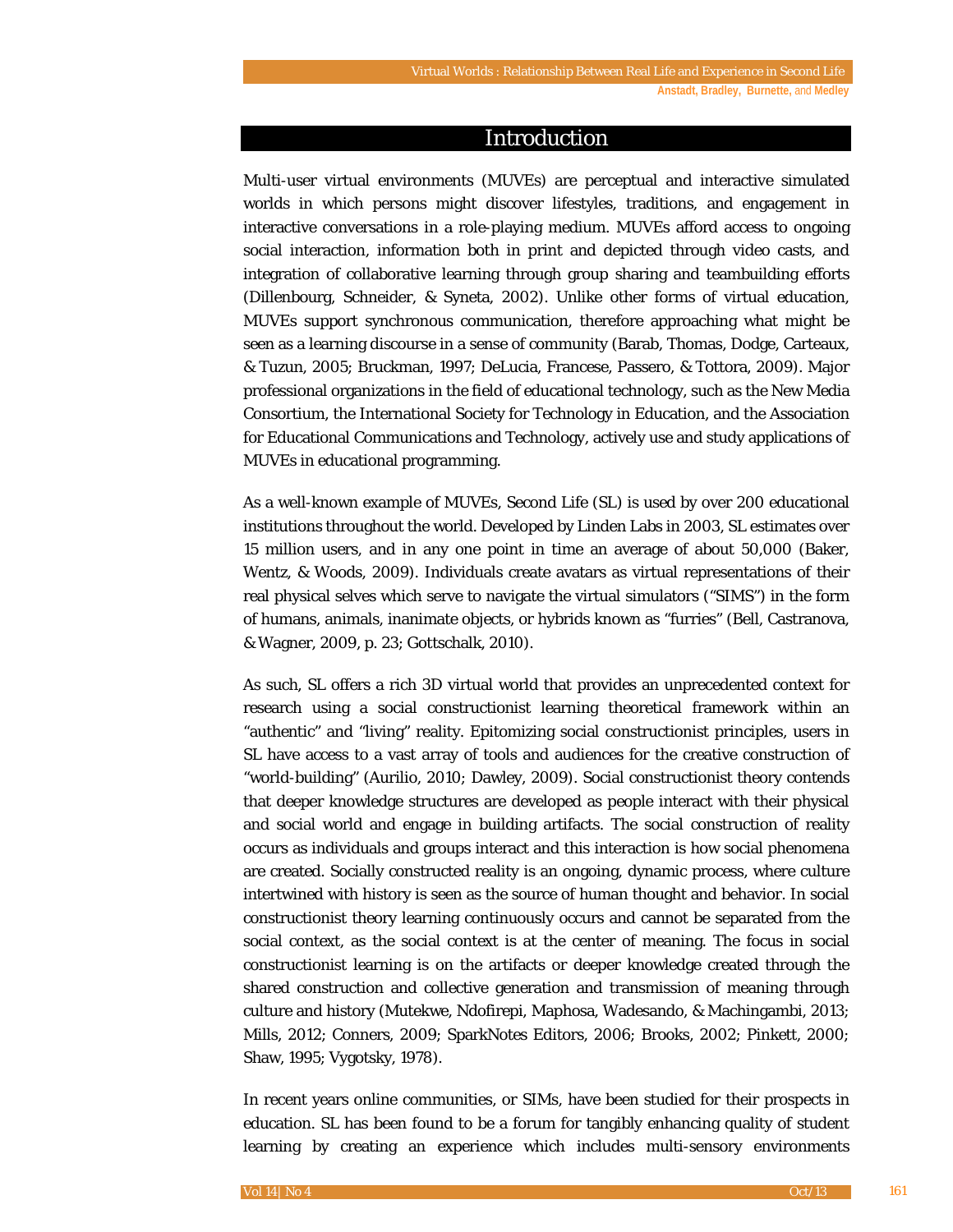## Introduction

Multi-user virtual environments (MUVEs) are perceptual and interactive simulated worlds in which persons might discover lifestyles, traditions, and engagement in interactive conversations in a role-playing medium. MUVEs afford access to ongoing social interaction, information both in print and depicted through video casts, and integration of collaborative learning through group sharing and teambuilding efforts (Dillenbourg, Schneider, & Syneta, 2002). Unlike other forms of virtual education, MUVEs support synchronous communication, therefore approaching what might be seen as a learning discourse in a sense of community (Barab, Thomas, Dodge, Carteaux, & Tuzun, 2005; Bruckman, 1997; DeLucia, Francese, Passero, & Tottora, 2009). Major professional organizations in the field of educational technology, such as the New Media Consortium, the International Society for Technology in Education, and the Association for Educational Communications and Technology, actively use and study applications of MUVEs in educational programming.

As a well-known example of MUVEs, Second Life (SL) is used by over 200 educational institutions throughout the world. Developed by Linden Labs in 2003, SL estimates over 15 million users, and in any one point in time an average of about 50,000 (Baker, Wentz, & Woods, 2009). Individuals create avatars as virtual representations of their real physical selves which serve to navigate the virtual simulators ("SIMS") in the form of humans, animals, inanimate objects, or hybrids known as "furries" (Bell, Castranova, & Wagner, 2009, p. 23; Gottschalk, 2010).

As such, SL offers a rich 3D virtual world that provides an unprecedented context for research using a social constructionist learning theoretical framework within an "authentic" and "living" reality. Epitomizing social constructionist principles, users in SL have access to a vast array of tools and audiences for the creative construction of "world-building" (Aurilio, 2010; Dawley, 2009). Social constructionist theory contends that deeper knowledge structures are developed as people interact with their physical and social world and engage in building artifacts. The social construction of reality occurs as individuals and groups interact and this interaction is how social phenomena are created. Socially constructed reality is an ongoing, dynamic process, where culture intertwined with history is seen as the source of human thought and behavior. In social constructionist theory learning continuously occurs and cannot be separated from the social context, as the social context is at the center of meaning. The focus in social constructionist learning is on the artifacts or deeper knowledge created through the shared construction and collective generation and transmission of meaning through culture and history (Mutekwe, Ndofirepi, Maphosa, Wadesando, & Machingambi, 2013; Mills, 2012; Conners, 2009; SparkNotes Editors, 2006; Brooks, 2002; Pinkett, 2000; Shaw, 1995; Vygotsky, 1978).

In recent years online communities, or SIMs, have been studied for their prospects in education. SL has been found to be a forum for tangibly enhancing quality of student learning by creating an experience which includes multi-sensory environments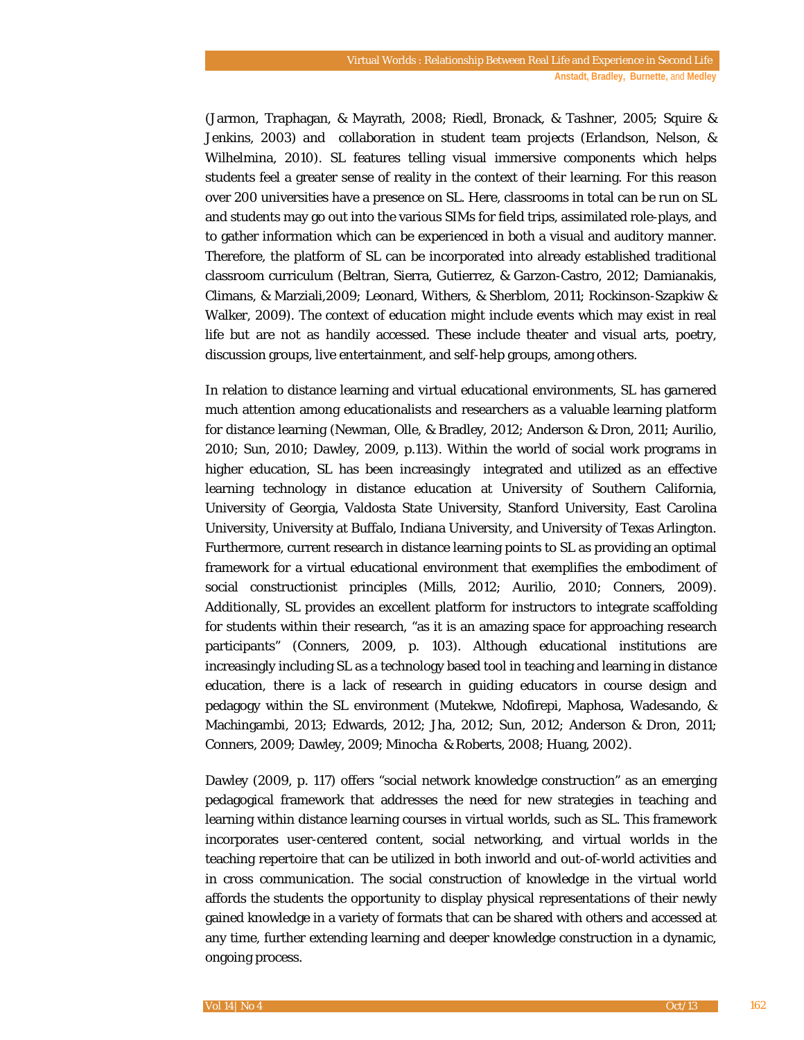(Jarmon, Traphagan, & Mayrath, 2008; Riedl, Bronack, & Tashner, 2005; Squire & Jenkins, 2003) and collaboration in student team projects (Erlandson, Nelson, & Wilhelmina, 2010). SL features telling visual immersive components which helps students feel a greater sense of reality in the context of their learning. For this reason over 200 universities have a presence on SL. Here, classrooms in total can be run on SL and students may go out into the various SIMs for field trips, assimilated role-plays, and to gather information which can be experienced in both a visual and auditory manner. Therefore, the platform of SL can be incorporated into already established traditional classroom curriculum (Beltran, Sierra, Gutierrez, & Garzon-Castro, 2012; Damianakis, Climans, & Marziali,2009; Leonard, Withers, & Sherblom, 2011; Rockinson-Szapkiw & Walker, 2009). The context of education might include events which may exist in real life but are not as handily accessed. These include theater and visual arts, poetry, discussion groups, live entertainment, and self-help groups, among others.

In relation to distance learning and virtual educational environments, SL has garnered much attention among educationalists and researchers as a valuable learning platform for distance learning (Newman, Olle, & Bradley, 2012; Anderson & Dron, 2011; Aurilio, 2010; Sun, 2010; Dawley, 2009, p.113). Within the world of social work programs in higher education, SL has been increasingly integrated and utilized as an effective learning technology in distance education at University of Southern California, University of Georgia, Valdosta State University, Stanford University, East Carolina University, University at Buffalo, Indiana University, and University of Texas Arlington. Furthermore, current research in distance learning points to SL as providing an optimal framework for a virtual educational environment that exemplifies the embodiment of social constructionist principles (Mills, 2012; Aurilio, 2010; Conners, 2009). Additionally, SL provides an excellent platform for instructors to integrate scaffolding for students within their research, "as it is an amazing space for approaching research participants" (Conners, 2009, p. 103). Although educational institutions are increasingly including SL as a technology based tool in teaching and learning in distance education, there is a lack of research in guiding educators in course design and pedagogy within the SL environment (Mutekwe, Ndofirepi, Maphosa, Wadesando, & Machingambi, 2013; Edwards, 2012; Jha, 2012; Sun, 2012; Anderson & Dron, 2011; Conners, 2009; Dawley, 2009; Minocha & Roberts, 2008; Huang, 2002).

Dawley (2009, p. 117) offers "social network knowledge construction" as an emerging pedagogical framework that addresses the need for new strategies in teaching and learning within distance learning courses in virtual worlds, such as SL. This framework incorporates user-centered content, social networking, and virtual worlds in the teaching repertoire that can be utilized in both inworld and out-of-world activities and in cross communication. The social construction of knowledge in the virtual world affords the students the opportunity to display physical representations of their newly gained knowledge in a variety of formats that can be shared with others and accessed at any time, further extending learning and deeper knowledge construction in a dynamic, ongoing process.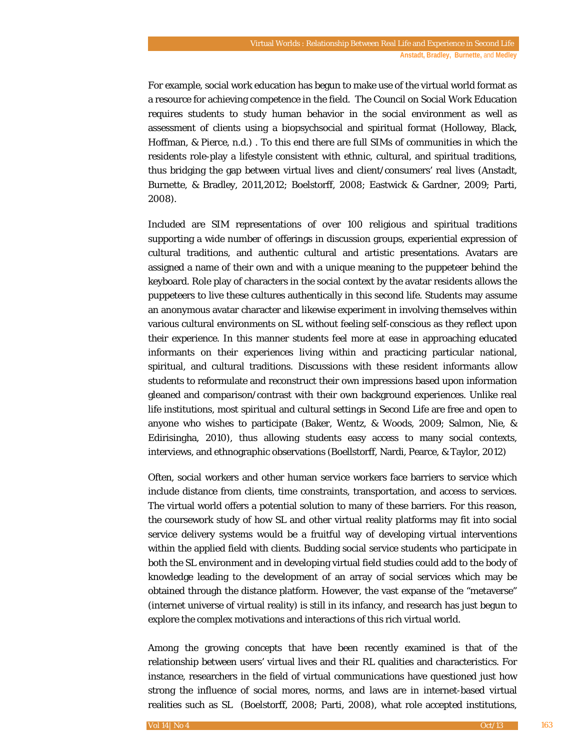For example, social work education has begun to make use of the virtual world format as a resource for achieving competence in the field. The Council on Social Work Education requires students to study human behavior in the social environment as well as assessment of clients using a biopsychsocial and spiritual format (Holloway, Black, Hoffman, & Pierce, n.d.) . To this end there are full SIMs of communities in which the residents role-play a lifestyle consistent with ethnic, cultural, and spiritual traditions, thus bridging the gap between virtual lives and client/consumers' real lives (Anstadt, Burnette, & Bradley, 2011,2012; Boelstorff, 2008; Eastwick & Gardner, 2009; Parti, 2008).

Included are SIM representations of over 100 religious and spiritual traditions supporting a wide number of offerings in discussion groups, experiential expression of cultural traditions, and authentic cultural and artistic presentations. Avatars are assigned a name of their own and with a unique meaning to the puppeteer behind the keyboard. Role play of characters in the social context by the avatar residents allows the puppeteers to live these cultures authentically in this second life. Students may assume an anonymous avatar character and likewise experiment in involving themselves within various cultural environments on SL without feeling self-conscious as they reflect upon their experience. In this manner students feel more at ease in approaching educated informants on their experiences living within and practicing particular national, spiritual, and cultural traditions. Discussions with these resident informants allow students to reformulate and reconstruct their own impressions based upon information gleaned and comparison/contrast with their own background experiences. Unlike real life institutions, most spiritual and cultural settings in Second Life are free and open to anyone who wishes to participate (Baker, Wentz, & Woods, 2009; Salmon, Nie, & Edirisingha, 2010), thus allowing students easy access to many social contexts, interviews, and ethnographic observations (Boellstorff, Nardi, Pearce, & Taylor, 2012)

Often, social workers and other human service workers face barriers to service which include distance from clients, time constraints, transportation, and access to services. The virtual world offers a potential solution to many of these barriers. For this reason, the coursework study of how SL and other virtual reality platforms may fit into social service delivery systems would be a fruitful way of developing virtual interventions within the applied field with clients. Budding social service students who participate in both the SL environment and in developing virtual field studies could add to the body of knowledge leading to the development of an array of social services which may be obtained through the distance platform. However, the vast expanse of the "metaverse" (internet universe of virtual reality) is still in its infancy, and research has just begun to explore the complex motivations and interactions of this rich virtual world.

Among the growing concepts that have been recently examined is that of the relationship between users' virtual lives and their RL qualities and characteristics. For instance, researchers in the field of virtual communications have questioned just how strong the influence of social mores, norms, and laws are in internet-based virtual realities such as SL (Boelstorff, 2008; Parti, 2008), what role accepted institutions,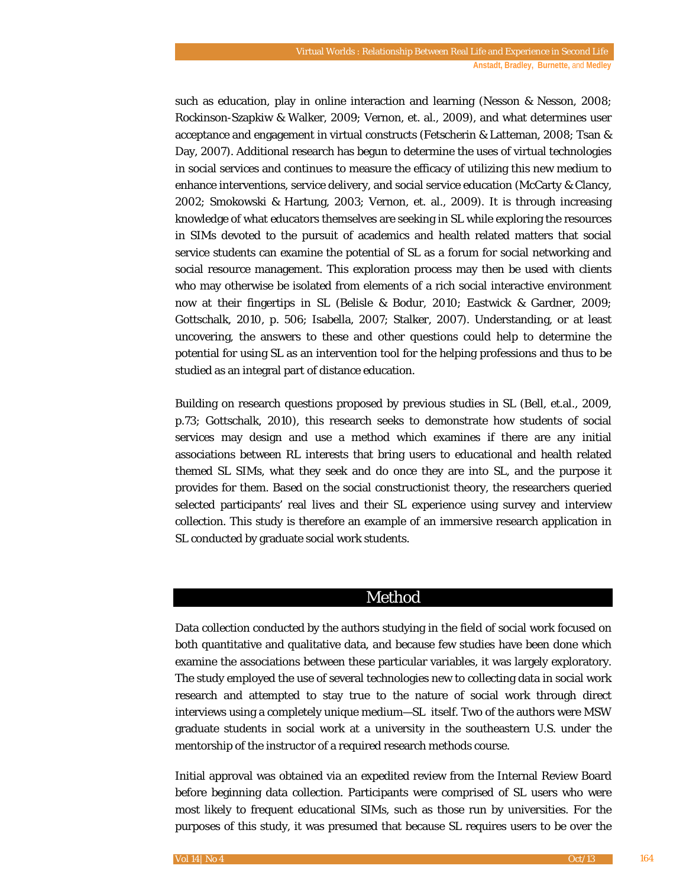such as education, play in online interaction and learning (Nesson & Nesson, 2008; Rockinson-Szapkiw & Walker, 2009; Vernon, et. al., 2009), and what determines user acceptance and engagement in virtual constructs (Fetscherin & Latteman, 2008; Tsan & Day, 2007). Additional research has begun to determine the uses of virtual technologies in social services and continues to measure the efficacy of utilizing this new medium to enhance interventions, service delivery, and social service education (McCarty & Clancy, 2002; Smokowski & Hartung, 2003; Vernon, et. al., 2009). It is through increasing knowledge of what educators themselves are seeking in SL while exploring the resources in SIMs devoted to the pursuit of academics and health related matters that social service students can examine the potential of SL as a forum for social networking and social resource management. This exploration process may then be used with clients who may otherwise be isolated from elements of a rich social interactive environment now at their fingertips in SL (Belisle & Bodur, 2010; Eastwick & Gardner, 2009; Gottschalk, 2010, p. 506; Isabella, 2007; Stalker, 2007). Understanding, or at least uncovering, the answers to these and other questions could help to determine the potential for using SL as an intervention tool for the helping professions and thus to be studied as an integral part of distance education.

Building on research questions proposed by previous studies in SL (Bell, et.al., 2009, p.73; Gottschalk, 2010), this research seeks to demonstrate how students of social services may design and use a method which examines if there are any initial associations between RL interests that bring users to educational and health related themed SL SIMs, what they seek and do once they are into SL, and the purpose it provides for them. Based on the social constructionist theory, the researchers queried selected participants' real lives and their SL experience using survey and interview collection. This study is therefore an example of an immersive research application in SL conducted by graduate social work students.

## Method

Data collection conducted by the authors studying in the field of social work focused on both quantitative and qualitative data, and because few studies have been done which examine the associations between these particular variables, it was largely exploratory. The study employed the use of several technologies new to collecting data in social work research and attempted to stay true to the nature of social work through direct interviews using a completely unique medium—SL itself. Two of the authors were MSW graduate students in social work at a university in the southeastern U.S. under the mentorship of the instructor of a required research methods course.

Initial approval was obtained via an expedited review from the Internal Review Board before beginning data collection. Participants were comprised of SL users who were most likely to frequent educational SIMs, such as those run by universities. For the purposes of this study, it was presumed that because SL requires users to be over the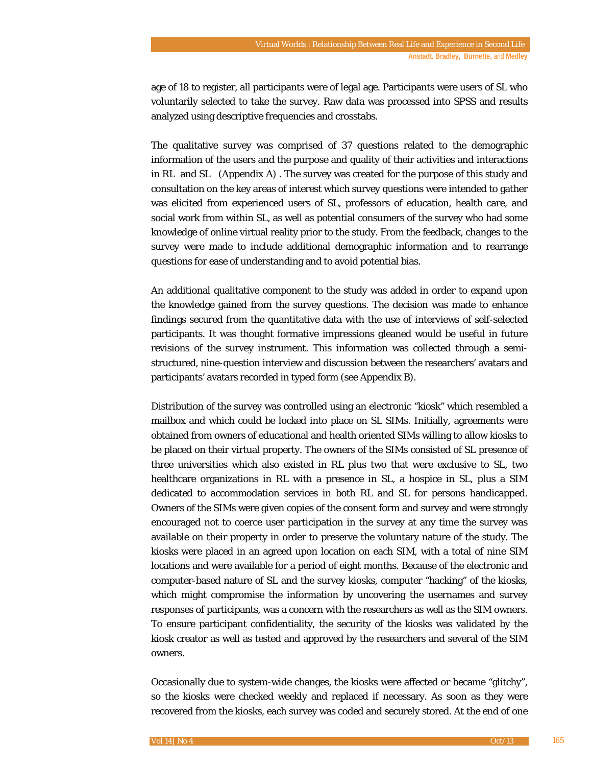age of 18 to register, all participants were of legal age. Participants were users of SL who voluntarily selected to take the survey. Raw data was processed into SPSS and results analyzed using descriptive frequencies and crosstabs.

The qualitative survey was comprised of 37 questions related to the demographic information of the users and the purpose and quality of their activities and interactions in RL and SL (Appendix A) . The survey was created for the purpose of this study and consultation on the key areas of interest which survey questions were intended to gather was elicited from experienced users of SL, professors of education, health care, and social work from within SL, as well as potential consumers of the survey who had some knowledge of online virtual reality prior to the study. From the feedback, changes to the survey were made to include additional demographic information and to rearrange questions for ease of understanding and to avoid potential bias.

An additional qualitative component to the study was added in order to expand upon the knowledge gained from the survey questions. The decision was made to enhance findings secured from the quantitative data with the use of interviews of self-selected participants. It was thought formative impressions gleaned would be useful in future revisions of the survey instrument. This information was collected through a semi-structured, nine-question interview and discussion between the researchers' avatars and participants' avatars recorded in typed form (see Appendix B).

Distribution of the survey was controlled using an electronic "kiosk" which resembled a mailbox and which could be locked into place on SL SIMs. Initially, agreements were obtained from owners of educational and health oriented SIMs willing to allow kiosks to be placed on their virtual property. The owners of the SIMs consisted of SL presence of three universities which also existed in RL plus two that were exclusive to SL, two healthcare organizations in RL with a presence in SL, a hospice in SL, plus a SIM dedicated to accommodation services in both RL and SL for persons handicapped. Owners of the SIMs were given copies of the consent form and survey and were strongly encouraged not to coerce user participation in the survey at any time the survey was available on their property in order to preserve the voluntary nature of the study. The kiosks were placed in an agreed upon location on each SIM, with a total of nine SIM locations and were available for a period of eight months. Because of the electronic and computer-based nature of SL and the survey kiosks, computer "hacking" of the kiosks, which might compromise the information by uncovering the usernames and survey responses of participants, was a concern with the researchers as well as the SIM owners. To ensure participant confidentiality, the security of the kiosks was validated by the kiosk creator as well as tested and approved by the researchers and several of the SIM owners.

Occasionally due to system-wide changes, the kiosks were affected or became "glitchy", so the kiosks were checked weekly and replaced if necessary. As soon as they were recovered from the kiosks, each survey was coded and securely stored. At the end of one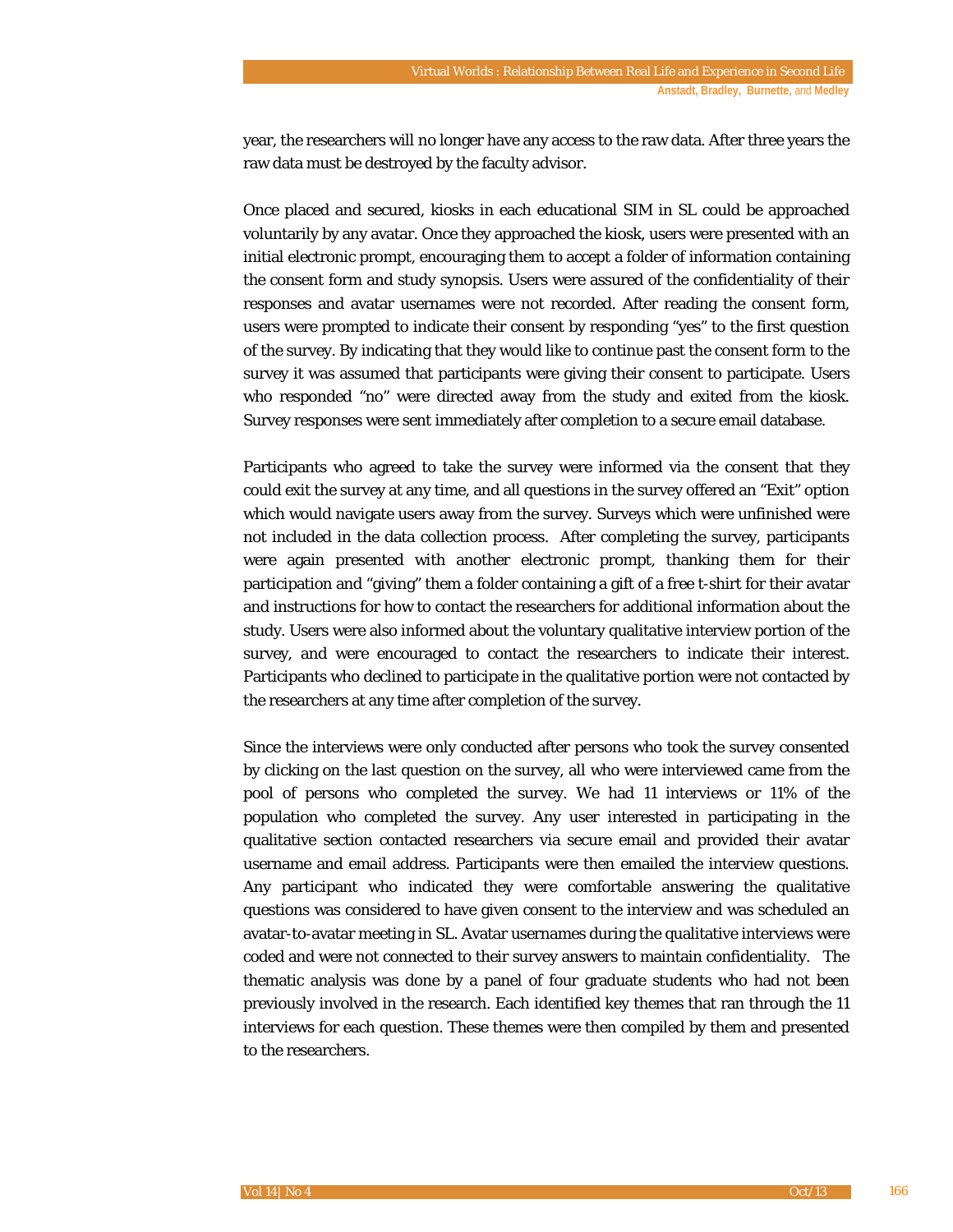year, the researchers will no longer have any access to the raw data. After three years the raw data must be destroyed by the faculty advisor.

Once placed and secured, kiosks in each educational SIM in SL could be approached voluntarily by any avatar. Once they approached the kiosk, users were presented with an initial electronic prompt, encouraging them to accept a folder of information containing the consent form and study synopsis. Users were assured of the confidentiality of their responses and avatar usernames were not recorded. After reading the consent form, users were prompted to indicate their consent by responding "yes" to the first question of the survey. By indicating that they would like to continue past the consent form to the survey it was assumed that participants were giving their consent to participate. Users who responded "no" were directed away from the study and exited from the kiosk. Survey responses were sent immediately after completion to a secure email database.

Participants who agreed to take the survey were informed via the consent that they could exit the survey at any time, and all questions in the survey offered an "Exit" option which would navigate users away from the survey. Surveys which were unfinished were not included in the data collection process. After completing the survey, participants were again presented with another electronic prompt, thanking them for their participation and "giving" them a folder containing a gift of a free t-shirt for their avatar and instructions for how to contact the researchers for additional information about the study. Users were also informed about the voluntary qualitative interview portion of the survey, and were encouraged to contact the researchers to indicate their interest. Participants who declined to participate in the qualitative portion were not contacted by the researchers at any time after completion of the survey.

Since the interviews were only conducted after persons who took the survey consented by clicking on the last question on the survey, all who were interviewed came from the pool of persons who completed the survey. We had 11 interviews or 11% of the population who completed the survey. Any user interested in participating in the qualitative section contacted researchers via secure email and provided their avatar username and email address. Participants were then emailed the interview questions. Any participant who indicated they were comfortable answering the qualitative questions was considered to have given consent to the interview and was scheduled an avatar-to-avatar meeting in SL. Avatar usernames during the qualitative interviews were coded and were not connected to their survey answers to maintain confidentiality. The thematic analysis was done by a panel of four graduate students who had not been previously involved in the research. Each identified key themes that ran through the 11 interviews for each question. These themes were then compiled by them and presented to the researchers.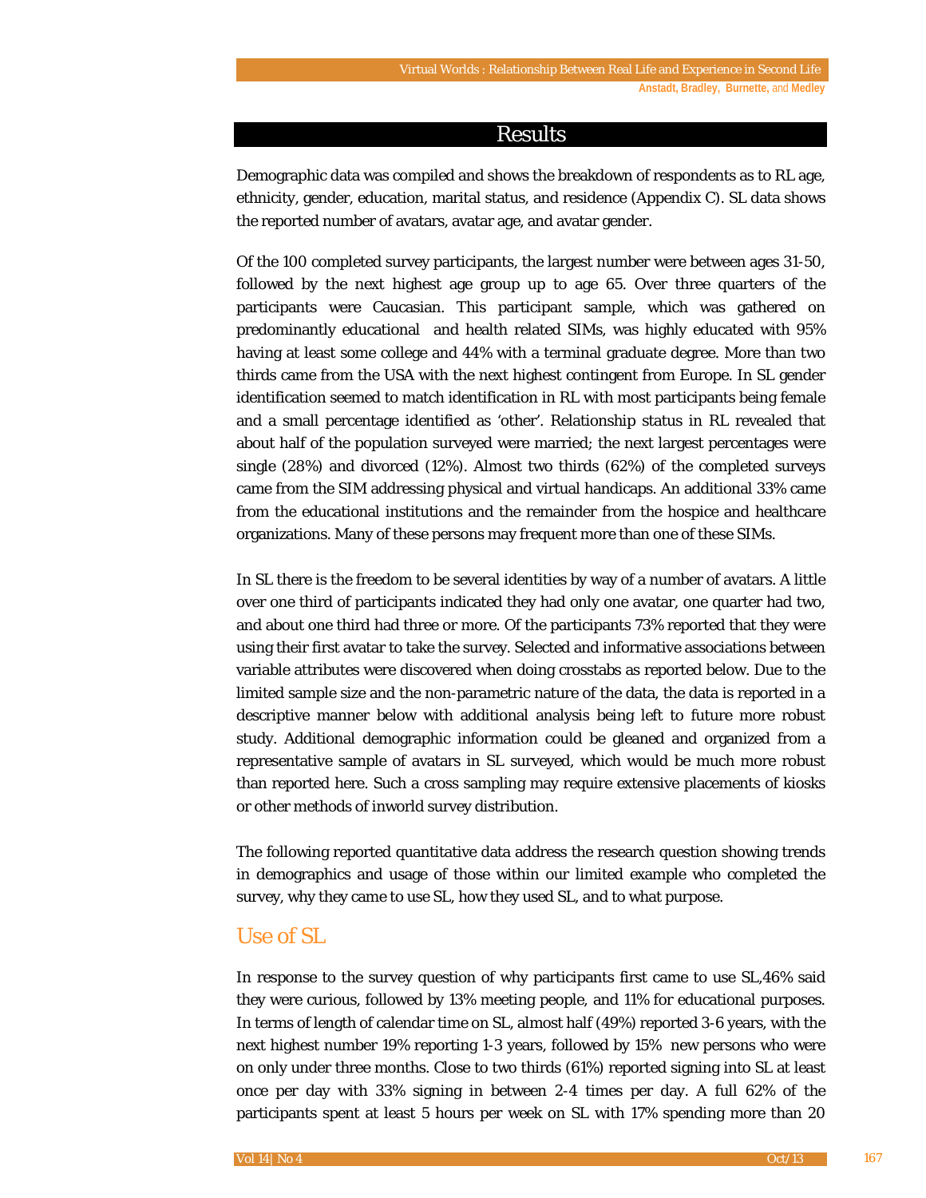## Results

Demographic data was compiled and shows the breakdown of respondents as to RL age, ethnicity, gender, education, marital status, and residence (Appendix C). SL data shows the reported number of avatars, avatar age, and avatar gender.

Of the 100 completed survey participants, the largest number were between ages 31-50, followed by the next highest age group up to age 65. Over three quarters of the participants were Caucasian. This participant sample, which was gathered on predominantly educational and health related SIMs, was highly educated with 95% having at least some college and 44% with a terminal graduate degree. More than two thirds came from the USA with the next highest contingent from Europe. In SL gender identification seemed to match identification in RL with most participants being female and a small percentage identified as 'other'. Relationship status in RL revealed that about half of the population surveyed were married; the next largest percentages were single (28%) and divorced (12%). Almost two thirds (62%) of the completed surveys came from the SIM addressing physical and virtual handicaps. An additional 33% came from the educational institutions and the remainder from the hospice and healthcare organizations. Many of these persons may frequent more than one of these SIMs.

In SL there is the freedom to be several identities by way of a number of avatars. A little over one third of participants indicated they had only one avatar, one quarter had two, and about one third had three or more. Of the participants 73% reported that they were using their first avatar to take the survey. Selected and informative associations between variable attributes were discovered when doing crosstabs as reported below. Due to the limited sample size and the non-parametric nature of the data, the data is reported in a descriptive manner below with additional analysis being left to future more robust study. Additional demographic information could be gleaned and organized from a representative sample of avatars in SL surveyed, which would be much more robust than reported here. Such a cross sampling may require extensive placements of kiosks or other methods of inworld survey distribution.

The following reported quantitative data address the research question showing trends in demographics and usage of those within our limited example who completed the survey, why they came to use SL, how they used SL, and to what purpose.

### Use of SL

In response to the survey question of why participants first came to use SL,46% said they were curious, followed by 13% meeting people, and 11% for educational purposes. In terms of length of calendar time on SL, almost half (49%) reported 3-6 years, with the next highest number 19% reporting 1-3 years, followed by 15% new persons who were on only under three months. Close to two thirds (61%) reported signing into SL at least once per day with 33% signing in between 2-4 times per day. A full 62% of the participants spent at least 5 hours per week on SL with 17% spending more than 20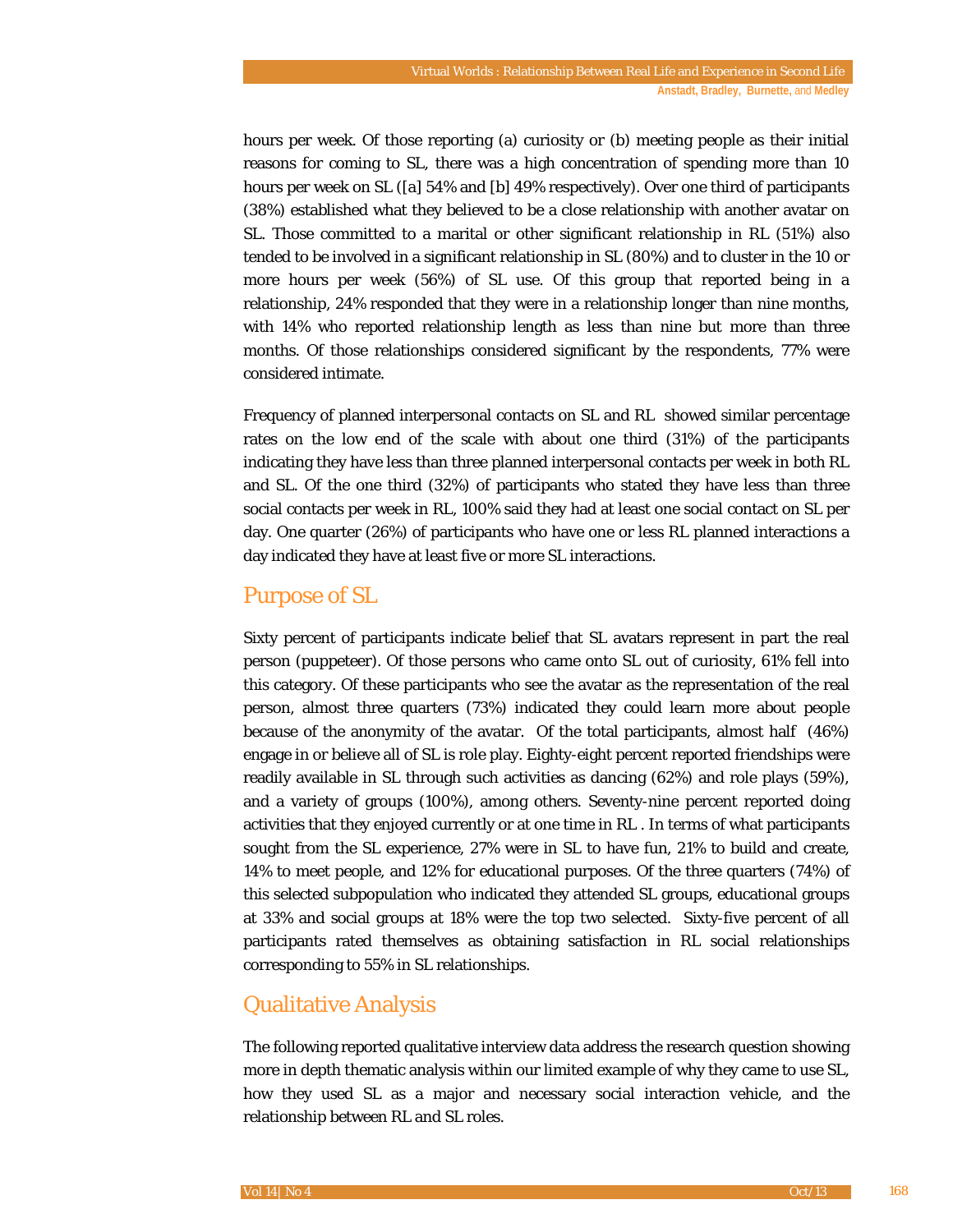hours per week. Of those reporting (a) curiosity or (b) meeting people as their initial reasons for coming to SL, there was a high concentration of spending more than 10 hours per week on SL ([a] 54% and [b] 49% respectively). Over one third of participants (38%) established what they believed to be a close relationship with another avatar on SL. Those committed to a marital or other significant relationship in RL (51%) also tended to be involved in a significant relationship in SL (80%) and to cluster in the 10 or more hours per week (56%) of SL use. Of this group that reported being in a relationship, 24% responded that they were in a relationship longer than nine months, with 14% who reported relationship length as less than nine but more than three months. Of those relationships considered significant by the respondents, 77% were considered intimate.

Frequency of planned interpersonal contacts on SL and RL showed similar percentage rates on the low end of the scale with about one third (31%) of the participants indicating they have less than three planned interpersonal contacts per week in both RL and SL. Of the one third (32%) of participants who stated they have less than three social contacts per week in RL, 100% said they had at least one social contact on SL per day. One quarter (26%) of participants who have one or less RL planned interactions a day indicated they have at least five or more SL interactions.

## Purpose of SL

Sixty percent of participants indicate belief that SL avatars represent in part the real person (puppeteer). Of those persons who came onto SL out of curiosity, 61% fell into this category. Of these participants who see the avatar as the representation of the real person, almost three quarters (73%) indicated they could learn more about people because of the anonymity of the avatar. Of the total participants, almost half (46%) engage in or believe all of SL is role play. Eighty-eight percent reported friendships were readily available in SL through such activities as dancing (62%) and role plays (59%), and a variety of groups (100%), among others. Seventy-nine percent reported doing activities that they enjoyed currently or at one time in RL . In terms of what participants sought from the SL experience, 27% were in SL to have fun, 21% to build and create, 14% to meet people, and 12% for educational purposes. Of the three quarters (74%) of this selected subpopulation who indicated they attended SL groups, educational groups at 33% and social groups at 18% were the top two selected. Sixty-five percent of all participants rated themselves as obtaining satisfaction in RL social relationships corresponding to 55% in SL relationships.

## Qualitative Analysis

The following reported qualitative interview data address the research question showing more in depth thematic analysis within our limited example of why they came to use SL, how they used SL as a major and necessary social interaction vehicle, and the relationship between RL and SL roles.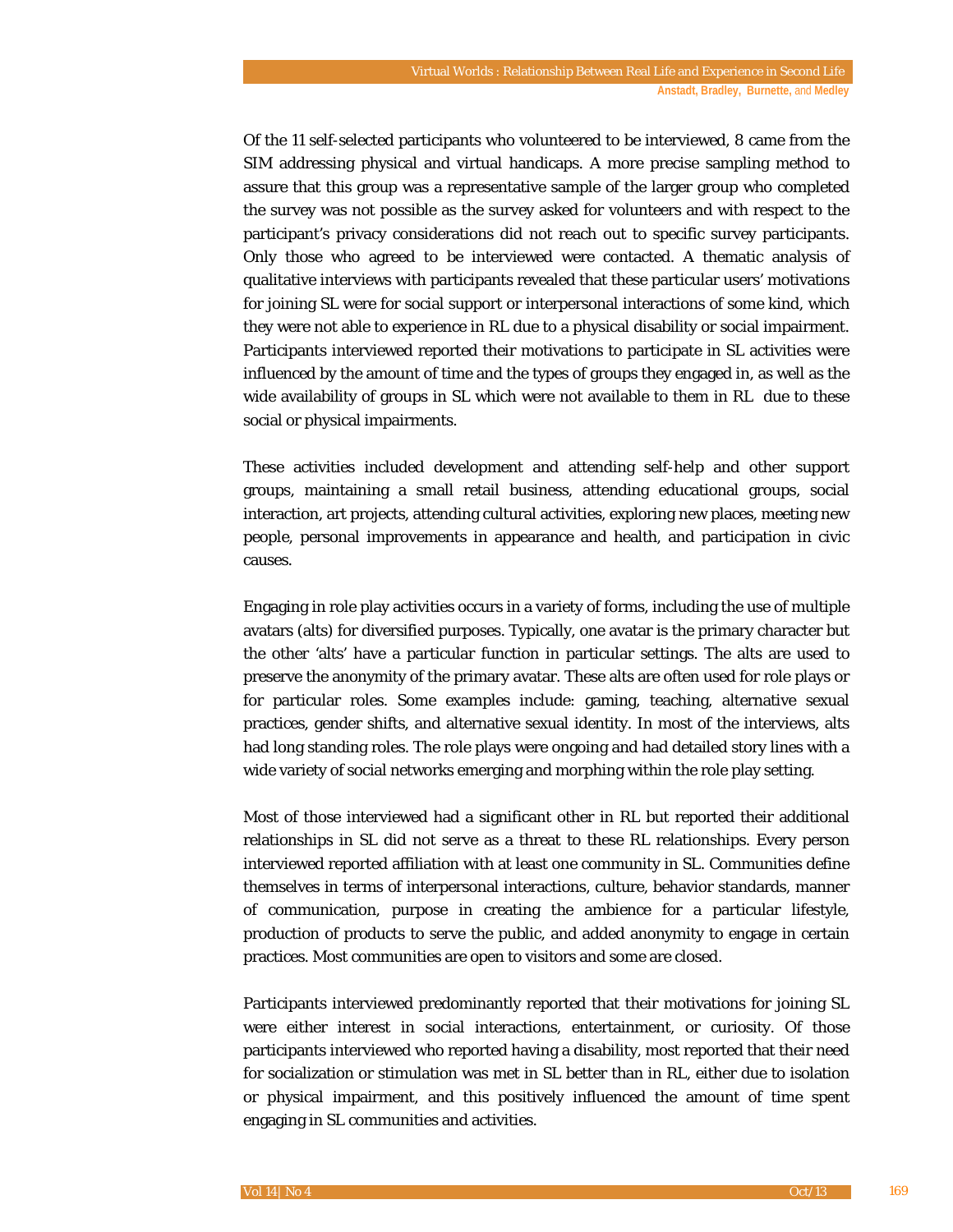Of the 11 self-selected participants who volunteered to be interviewed, 8 came from the SIM addressing physical and virtual handicaps. A more precise sampling method to assure that this group was a representative sample of the larger group who completed the survey was not possible as the survey asked for volunteers and with respect to the participant's privacy considerations did not reach out to specific survey participants. Only those who agreed to be interviewed were contacted. A thematic analysis of qualitative interviews with participants revealed that these particular users' motivations for joining SL were for social support or interpersonal interactions of some kind, which they were not able to experience in RL due to a physical disability or social impairment. Participants interviewed reported their motivations to participate in SL activities were influenced by the amount of time and the types of groups they engaged in, as well as the wide availability of groups in SL which were not available to them in RL due to these social or physical impairments.

These activities included development and attending self-help and other support groups, maintaining a small retail business, attending educational groups, social interaction, art projects, attending cultural activities, exploring new places, meeting new people, personal improvements in appearance and health, and participation in civic causes.

Engaging in role play activities occurs in a variety of forms, including the use of multiple avatars (alts) for diversified purposes. Typically, one avatar is the primary character but the other 'alts' have a particular function in particular settings. The alts are used to preserve the anonymity of the primary avatar. These alts are often used for role plays or for particular roles. Some examples include: gaming, teaching, alternative sexual practices, gender shifts, and alternative sexual identity. In most of the interviews, alts had long standing roles. The role plays were ongoing and had detailed story lines with a wide variety of social networks emerging and morphing within the role play setting.

Most of those interviewed had a significant other in RL but reported their additional relationships in SL did not serve as a threat to these RL relationships. Every person interviewed reported affiliation with at least one community in SL. Communities define themselves in terms of interpersonal interactions, culture, behavior standards, manner of communication, purpose in creating the ambience for a particular lifestyle, production of products to serve the public, and added anonymity to engage in certain practices. Most communities are open to visitors and some are closed.

Participants interviewed predominantly reported that their motivations for joining SL were either interest in social interactions, entertainment, or curiosity. Of those participants interviewed who reported having a disability, most reported that their need for socialization or stimulation was met in SL better than in RL, either due to isolation or physical impairment, and this positively influenced the amount of time spent engaging in SL communities and activities.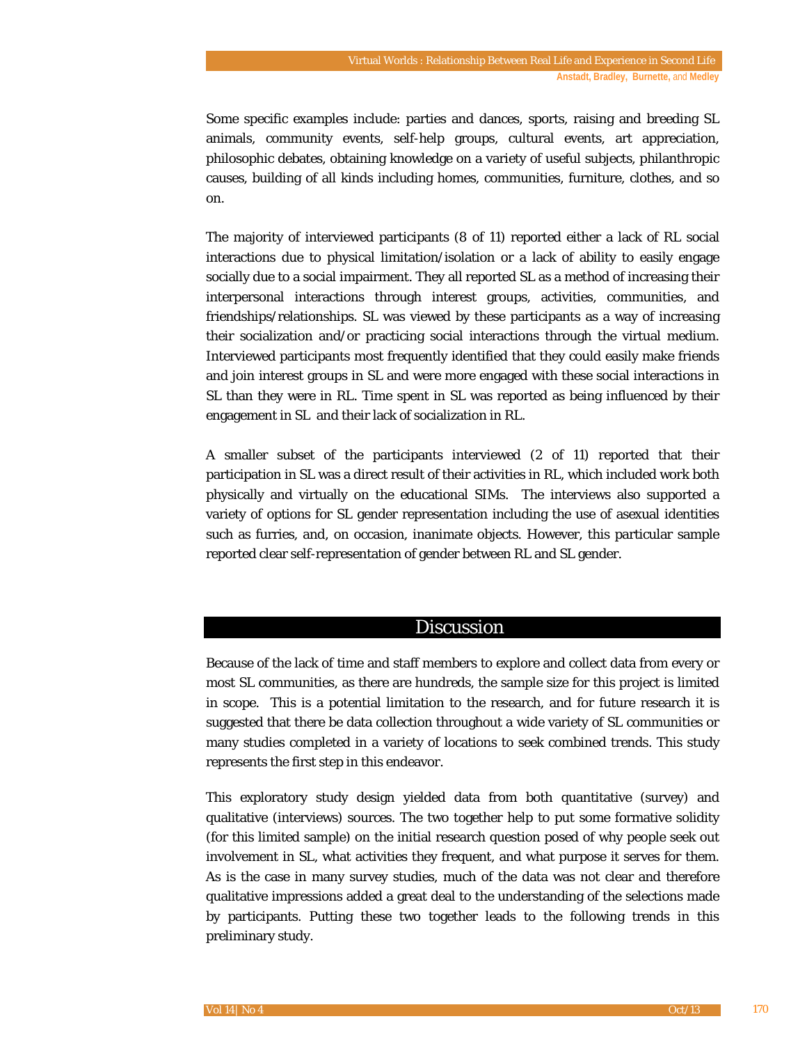Some specific examples include: parties and dances, sports, raising and breeding SL animals, community events, self-help groups, cultural events, art appreciation, philosophic debates, obtaining knowledge on a variety of useful subjects, philanthropic causes, building of all kinds including homes, communities, furniture, clothes, and so on.

The majority of interviewed participants (8 of 11) reported either a lack of RL social interactions due to physical limitation/isolation or a lack of ability to easily engage socially due to a social impairment. They all reported SL as a method of increasing their interpersonal interactions through interest groups, activities, communities, and friendships/relationships. SL was viewed by these participants as a way of increasing their socialization and/or practicing social interactions through the virtual medium. Interviewed participants most frequently identified that they could easily make friends and join interest groups in SL and were more engaged with these social interactions in SL than they were in RL. Time spent in SL was reported as being influenced by their engagement in SL and their lack of socialization in RL.

A smaller subset of the participants interviewed (2 of 11) reported that their participation in SL was a direct result of their activities in RL, which included work both physically and virtually on the educational SIMs. The interviews also supported a variety of options for SL gender representation including the use of asexual identities such as furries, and, on occasion, inanimate objects. However, this particular sample reported clear self-representation of gender between RL and SL gender.

## Discussion

Because of the lack of time and staff members to explore and collect data from every or most SL communities, as there are hundreds, the sample size for this project is limited in scope. This is a potential limitation to the research, and for future research it is suggested that there be data collection throughout a wide variety of SL communities or many studies completed in a variety of locations to seek combined trends. This study represents the first step in this endeavor.

This exploratory study design yielded data from both quantitative (survey) and qualitative (interviews) sources. The two together help to put some formative solidity (for this limited sample) on the initial research question posed of why people seek out involvement in SL, what activities they frequent, and what purpose it serves for them. As is the case in many survey studies, much of the data was not clear and therefore qualitative impressions added a great deal to the understanding of the selections made by participants. Putting these two together leads to the following trends in this preliminary study.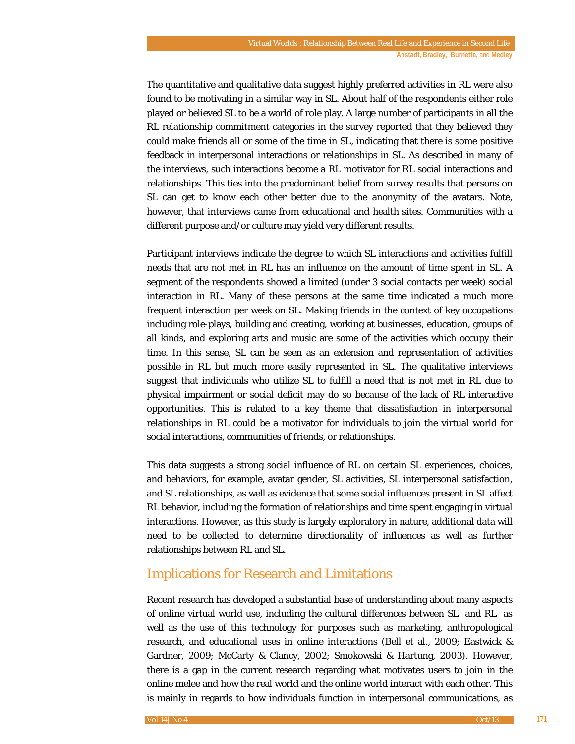The quantitative and qualitative data suggest highly preferred activities in RL were also found to be motivating in a similar way in SL. About half of the respondents either role played or believed SL to be a world of role play. A large number of participants in all the RL relationship commitment categories in the survey reported that they believed they could make friends all or some of the time in SL, indicating that there is some positive feedback in interpersonal interactions or relationships in SL. As described in many of the interviews, such interactions become a RL motivator for RL social interactions and relationships. This ties into the predominant belief from survey results that persons on SL can get to know each other better due to the anonymity of the avatars. Note, however, that interviews came from educational and health sites. Communities with a different purpose and/or culture may yield very different results.

Participant interviews indicate the degree to which SL interactions and activities fulfill needs that are not met in RL has an influence on the amount of time spent in SL. A segment of the respondents showed a limited (under 3 social contacts per week) social interaction in RL. Many of these persons at the same time indicated a much more frequent interaction per week on SL. Making friends in the context of key occupations including role-plays, building and creating, working at businesses, education, groups of all kinds, and exploring arts and music are some of the activities which occupy their time. In this sense, SL can be seen as an extension and representation of activities possible in RL but much more easily represented in SL. The qualitative interviews suggest that individuals who utilize SL to fulfill a need that is not met in RL due to physical impairment or social deficit may do so because of the lack of RL interactive opportunities. This is related to a key theme that dissatisfaction in interpersonal relationships in RL could be a motivator for individuals to join the virtual world for social interactions, communities of friends, or relationships.

This data suggests a strong social influence of RL on certain SL experiences, choices, and behaviors, for example, avatar gender, SL activities, SL interpersonal satisfaction, and SL relationships, as well as evidence that some social influences present in SL affect RL behavior, including the formation of relationships and time spent engaging in virtual interactions. However, as this study is largely exploratory in nature, additional data will need to be collected to determine directionality of influences as well as further relationships between RL and SL.

## Implications for Research and Limitations

Recent research has developed a substantial base of understanding about many aspects of online virtual world use, including the cultural differences between SL and RL as well as the use of this technology for purposes such as marketing, anthropological research, and educational uses in online interactions (Bell et al., 2009; Eastwick & Gardner, 2009; McCarty & Clancy, 2002; Smokowski & Hartung, 2003). However, there is a gap in the current research regarding what motivates users to join in the online melee and how the real world and the online world interact with each other. This is mainly in regards to how individuals function in interpersonal communications, as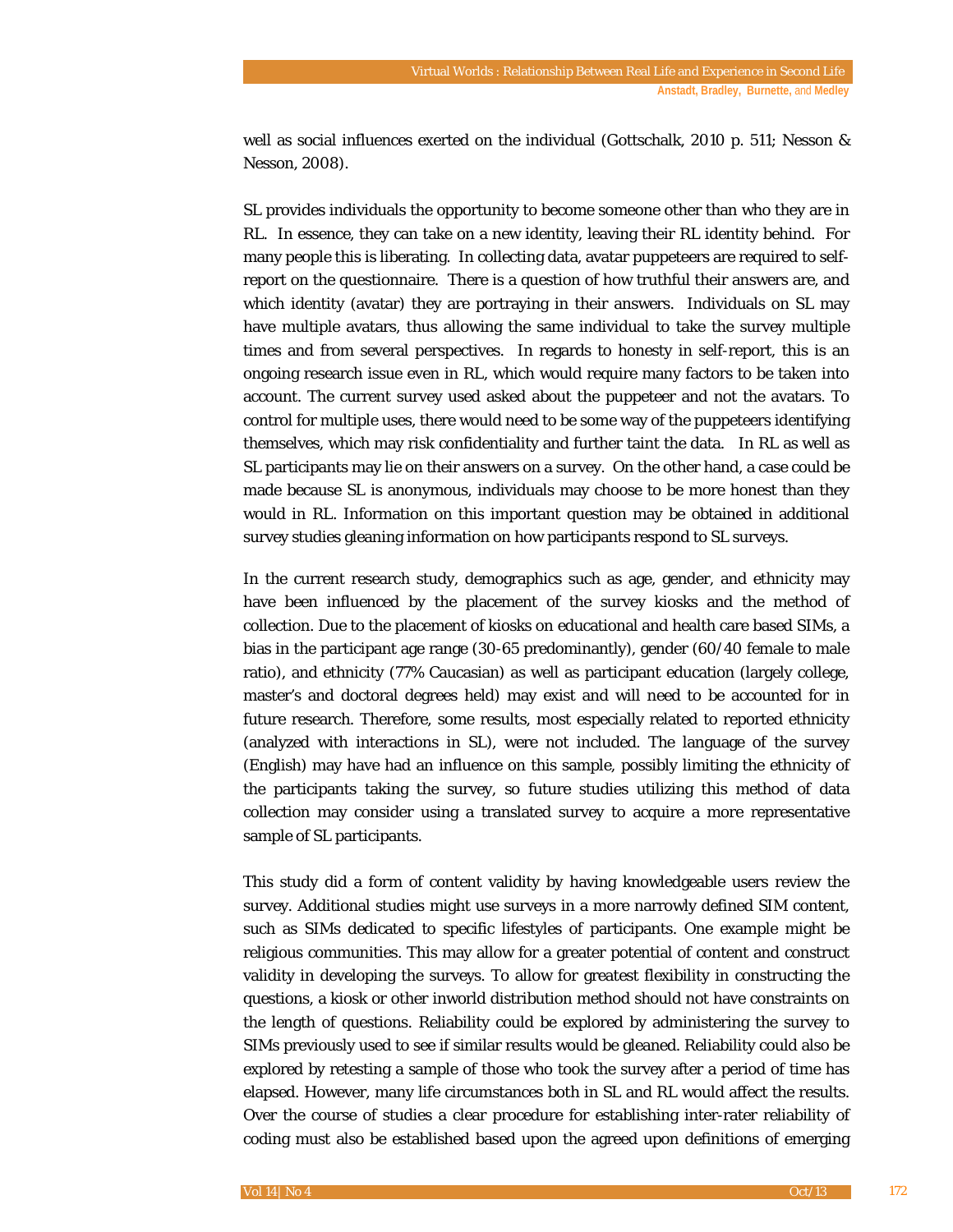well as social influences exerted on the individual (Gottschalk, 2010 p. 511; Nesson & Nesson, 2008).

SL provides individuals the opportunity to become someone other than who they are in RL. In essence, they can take on a new identity, leaving their RL identity behind. For many people this is liberating. In collecting data, avatar puppeteers are required to self-report on the questionnaire. There is a question of how truthful their answers are, and which identity (avatar) they are portraying in their answers. Individuals on SL may have multiple avatars, thus allowing the same individual to take the survey multiple times and from several perspectives. In regards to honesty in self-report, this is an ongoing research issue even in RL, which would require many factors to be taken into account. The current survey used asked about the puppeteer and not the avatars. To control for multiple uses, there would need to be some way of the puppeteers identifying themselves, which may risk confidentiality and further taint the data. In RL as well as SL participants may lie on their answers on a survey. On the other hand, a case could be made because SL is anonymous, individuals may choose to be more honest than they would in RL. Information on this important question may be obtained in additional survey studies gleaning information on how participants respond to SL surveys.

In the current research study, demographics such as age, gender, and ethnicity may have been influenced by the placement of the survey kiosks and the method of collection. Due to the placement of kiosks on educational and health care based SIMs, a bias in the participant age range (30-65 predominantly), gender (60/40 female to male ratio), and ethnicity (77% Caucasian) as well as participant education (largely college, master's and doctoral degrees held) may exist and will need to be accounted for in future research. Therefore, some results, most especially related to reported ethnicity (analyzed with interactions in SL), were not included. The language of the survey (English) may have had an influence on this sample, possibly limiting the ethnicity of the participants taking the survey, so future studies utilizing this method of data collection may consider using a translated survey to acquire a more representative sample of SL participants.

This study did a form of content validity by having knowledgeable users review the survey. Additional studies might use surveys in a more narrowly defined SIM content, such as SIMs dedicated to specific lifestyles of participants. One example might be religious communities. This may allow for a greater potential of content and construct validity in developing the surveys. To allow for greatest flexibility in constructing the questions, a kiosk or other inworld distribution method should not have constraints on the length of questions. Reliability could be explored by administering the survey to SIMs previously used to see if similar results would be gleaned. Reliability could also be explored by retesting a sample of those who took the survey after a period of time has elapsed. However, many life circumstances both in SL and RL would affect the results. Over the course of studies a clear procedure for establishing inter-rater reliability of coding must also be established based upon the agreed upon definitions of emerging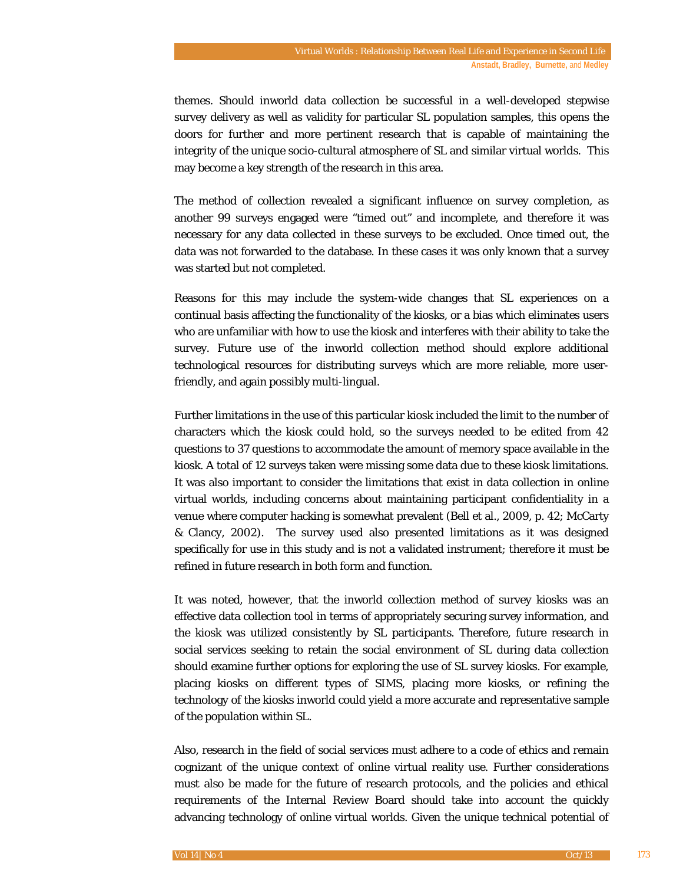themes. Should inworld data collection be successful in a well-developed stepwise survey delivery as well as validity for particular SL population samples, this opens the doors for further and more pertinent research that is capable of maintaining the integrity of the unique socio-cultural atmosphere of SL and similar virtual worlds. This may become a key strength of the research in this area.

The method of collection revealed a significant influence on survey completion, as another 99 surveys engaged were "timed out" and incomplete, and therefore it was necessary for any data collected in these surveys to be excluded. Once timed out, the data was not forwarded to the database. In these cases it was only known that a survey was started but not completed.

Reasons for this may include the system-wide changes that SL experiences on a continual basis affecting the functionality of the kiosks, or a bias which eliminates users who are unfamiliar with how to use the kiosk and interferes with their ability to take the survey. Future use of the inworld collection method should explore additional technological resources for distributing surveys which are more reliable, more user-friendly, and again possibly multi-lingual.

Further limitations in the use of this particular kiosk included the limit to the number of characters which the kiosk could hold, so the surveys needed to be edited from 42 questions to 37 questions to accommodate the amount of memory space available in the kiosk. A total of 12 surveys taken were missing some data due to these kiosk limitations. It was also important to consider the limitations that exist in data collection in online virtual worlds, including concerns about maintaining participant confidentiality in a venue where computer hacking is somewhat prevalent (Bell et al., 2009, p. 42; McCarty & Clancy, 2002). The survey used also presented limitations as it was designed specifically for use in this study and is not a validated instrument; therefore it must be refined in future research in both form and function.

It was noted, however, that the inworld collection method of survey kiosks was an effective data collection tool in terms of appropriately securing survey information, and the kiosk was utilized consistently by SL participants. Therefore, future research in social services seeking to retain the social environment of SL during data collection should examine further options for exploring the use of SL survey kiosks. For example, placing kiosks on different types of SIMS, placing more kiosks, or refining the technology of the kiosks inworld could yield a more accurate and representative sample of the population within SL.

Also, research in the field of social services must adhere to a code of ethics and remain cognizant of the unique context of online virtual reality use. Further considerations must also be made for the future of research protocols, and the policies and ethical requirements of the Internal Review Board should take into account the quickly advancing technology of online virtual worlds. Given the unique technical potential of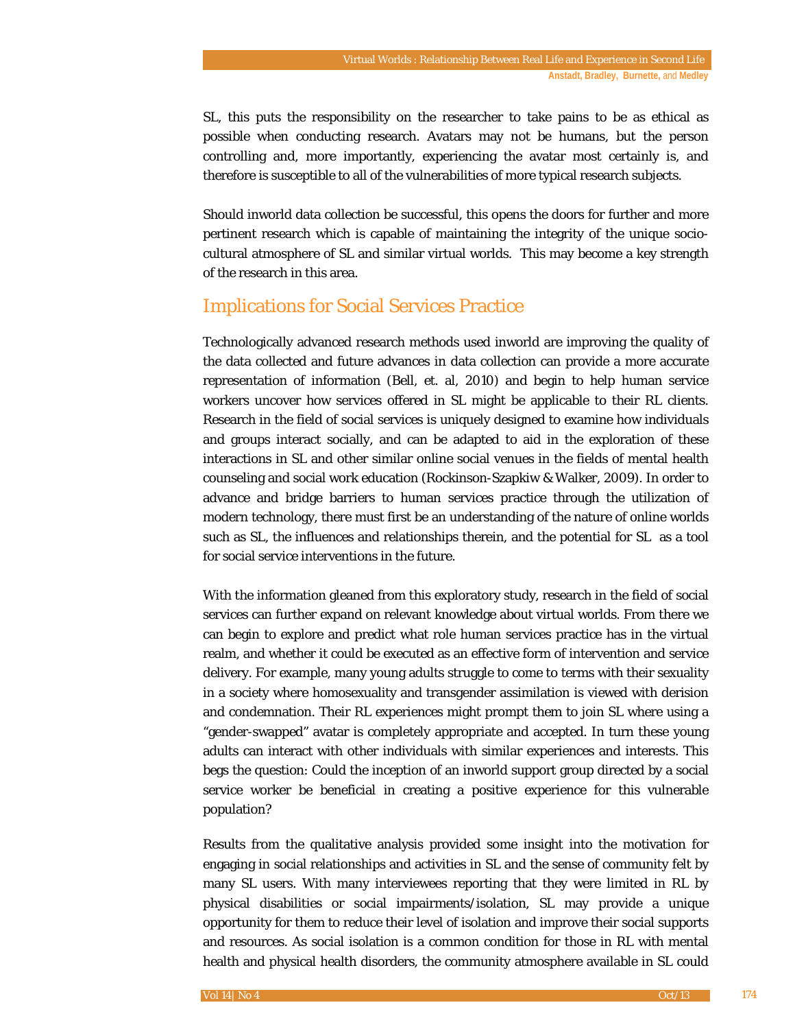SL, this puts the responsibility on the researcher to take pains to be as ethical as possible when conducting research. Avatars may not be humans, but the person controlling and, more importantly, experiencing the avatar most certainly is, and therefore is susceptible to all of the vulnerabilities of more typical research subjects.

Should inworld data collection be successful, this opens the doors for further and more pertinent research which is capable of maintaining the integrity of the unique socio-cultural atmosphere of SL and similar virtual worlds. This may become a key strength of the research in this area.

## Implications for Social Services Practice

Technologically advanced research methods used inworld are improving the quality of the data collected and future advances in data collection can provide a more accurate representation of information (Bell, et. al, 2010) and begin to help human service workers uncover how services offered in SL might be applicable to their RL clients. Research in the field of social services is uniquely designed to examine how individuals and groups interact socially, and can be adapted to aid in the exploration of these interactions in SL and other similar online social venues in the fields of mental health counseling and social work education (Rockinson-Szapkiw & Walker, 2009). In order to advance and bridge barriers to human services practice through the utilization of modern technology, there must first be an understanding of the nature of online worlds such as SL, the influences and relationships therein, and the potential for SL as a tool for social service interventions in the future.

With the information gleaned from this exploratory study, research in the field of social services can further expand on relevant knowledge about virtual worlds. From there we can begin to explore and predict what role human services practice has in the virtual realm, and whether it could be executed as an effective form of intervention and service delivery. For example, many young adults struggle to come to terms with their sexuality in a society where homosexuality and transgender assimilation is viewed with derision and condemnation. Their RL experiences might prompt them to join SL where using a "gender-swapped" avatar is completely appropriate and accepted. In turn these young adults can interact with other individuals with similar experiences and interests. This begs the question: Could the inception of an inworld support group directed by a social service worker be beneficial in creating a positive experience for this vulnerable population?

Results from the qualitative analysis provided some insight into the motivation for engaging in social relationships and activities in SL and the sense of community felt by many SL users. With many interviewees reporting that they were limited in RL by physical disabilities or social impairments/isolation, SL may provide a unique opportunity for them to reduce their level of isolation and improve their social supports and resources. As social isolation is a common condition for those in RL with mental health and physical health disorders, the community atmosphere available in SL could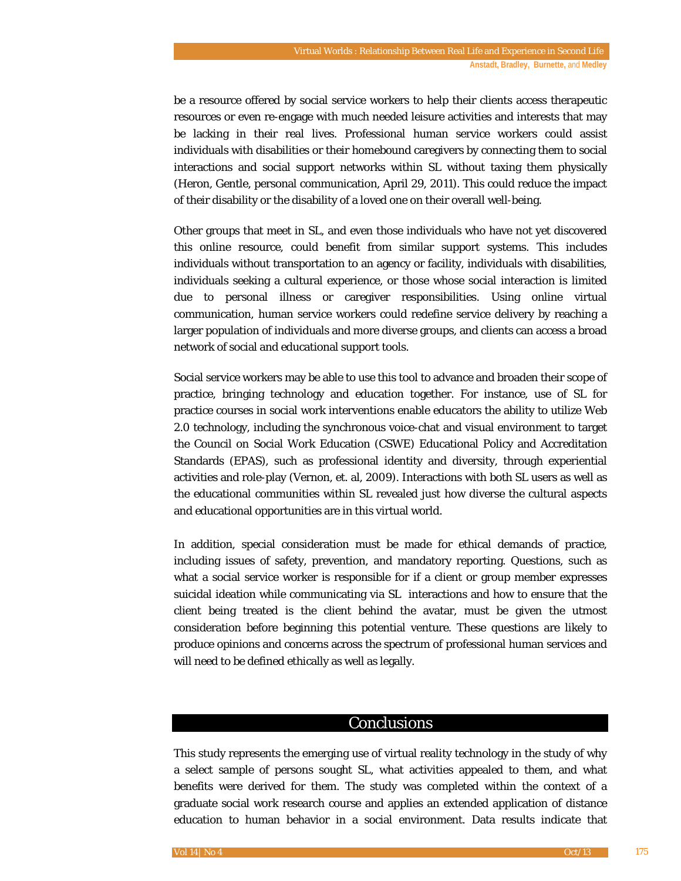be a resource offered by social service workers to help their clients access therapeutic resources or even re-engage with much needed leisure activities and interests that may be lacking in their real lives. Professional human service workers could assist individuals with disabilities or their homebound caregivers by connecting them to social interactions and social support networks within SL without taxing them physically (Heron, Gentle, personal communication, April 29, 2011). This could reduce the impact of their disability or the disability of a loved one on their overall well-being.

Other groups that meet in SL, and even those individuals who have not yet discovered this online resource, could benefit from similar support systems. This includes individuals without transportation to an agency or facility, individuals with disabilities, individuals seeking a cultural experience, or those whose social interaction is limited due to personal illness or caregiver responsibilities. Using online virtual communication, human service workers could redefine service delivery by reaching a larger population of individuals and more diverse groups, and clients can access a broad network of social and educational support tools.

Social service workers may be able to use this tool to advance and broaden their scope of practice, bringing technology and education together. For instance, use of SL for practice courses in social work interventions enable educators the ability to utilize Web 2.0 technology, including the synchronous voice-chat and visual environment to target the Council on Social Work Education (CSWE) Educational Policy and Accreditation Standards (EPAS), such as professional identity and diversity, through experiential activities and role-play (Vernon, et. al, 2009). Interactions with both SL users as well as the educational communities within SL revealed just how diverse the cultural aspects and educational opportunities are in this virtual world.

In addition, special consideration must be made for ethical demands of practice, including issues of safety, prevention, and mandatory reporting. Questions, such as what a social service worker is responsible for if a client or group member expresses suicidal ideation while communicating via SL interactions and how to ensure that the client being treated is the client behind the avatar, must be given the utmost consideration before beginning this potential venture. These questions are likely to produce opinions and concerns across the spectrum of professional human services and will need to be defined ethically as well as legally.

## Conclusions

This study represents the emerging use of virtual reality technology in the study of why a select sample of persons sought SL, what activities appealed to them, and what benefits were derived for them. The study was completed within the context of a graduate social work research course and applies an extended application of distance education to human behavior in a social environment. Data results indicate that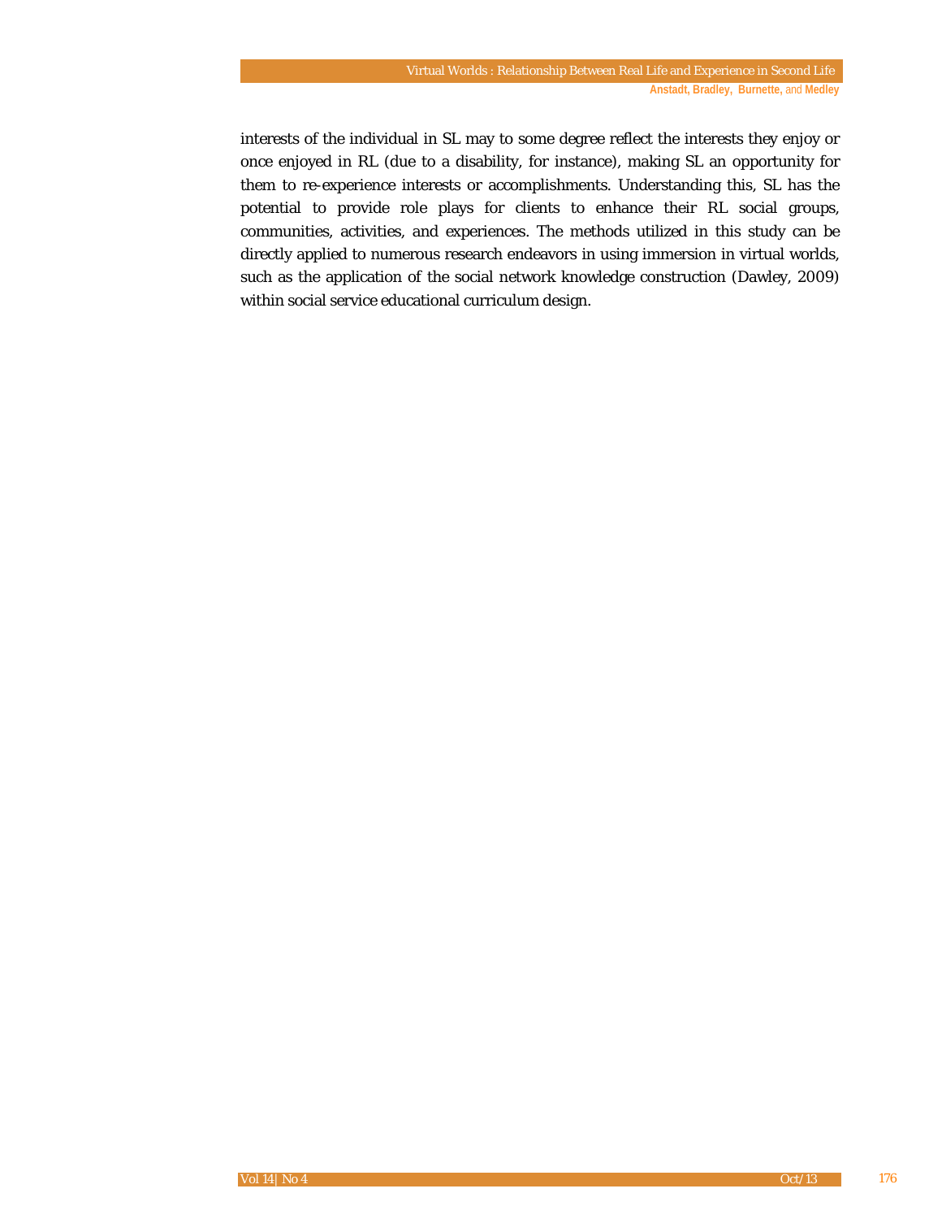interests of the individual in SL may to some degree reflect the interests they enjoy or once enjoyed in RL (due to a disability, for instance), making SL an opportunity for them to re-experience interests or accomplishments. Understanding this, SL has the potential to provide role plays for clients to enhance their RL social groups, communities, activities, and experiences. The methods utilized in this study can be directly applied to numerous research endeavors in using immersion in virtual worlds, such as the application of the social network knowledge construction (Dawley, 2009) within social service educational curriculum design.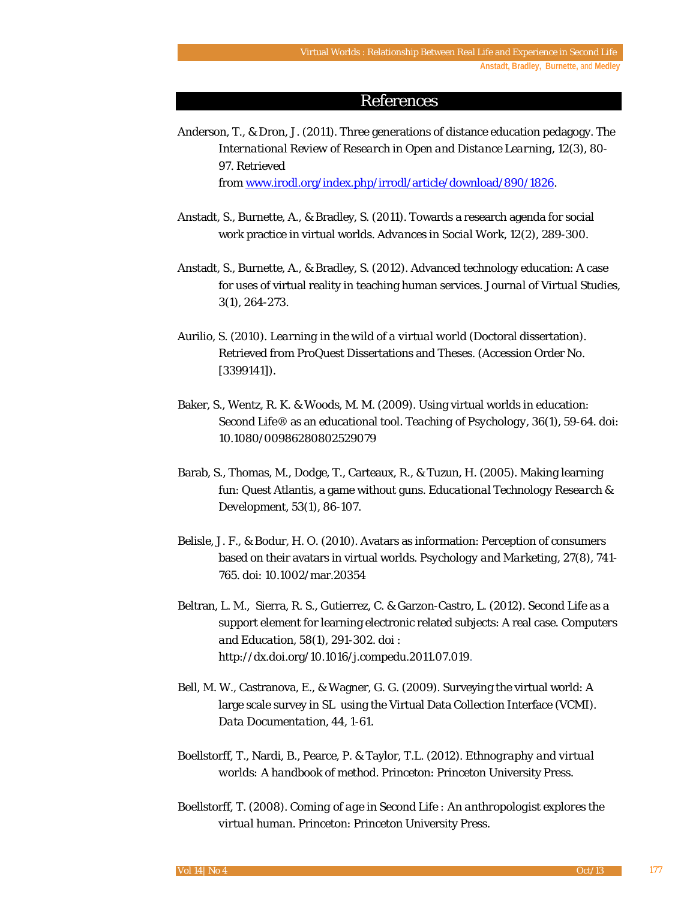# References

Anderson, T., & Dron, J. (2011). Three generations of distance education pedagogy. *The International Review of Research in Open and Distance Learning, 12*(3), 80-97. Retrieved from www.irodl.org/index.php/irrodl/article/download/890/1826.

Anstadt, S., Burnette, A., & Bradley, S. (2011). Towards a research agenda for social work practice in virtual worlds. *Advances in Social Work, 12*(2), 289-300.

Anstadt, S., Burnette, A., & Bradley, S. (2012). Advanced technology education: A case for uses of virtual reality in teaching human services. *Journal of Virtual Studies, 3*(1), 264-273.

Aurilio, S. (2010). *Learning in the wild of a virtual world* (Doctoral dissertation). Retrieved from ProQuest Dissertations and Theses. (Accession Order No. [3399141]).

Baker, S., Wentz, R. K. & Woods, M. M. (2009). Using virtual worlds in education: Second Life® as an educational tool. *Teaching of Psychology, 36*(1), 59-64. doi: 10.1080/00986280802529079

Barab, S., Thomas, M., Dodge, T., Carteaux, R., & Tuzun, H. (2005). Making learning fun: Quest Atlantis, a game without guns. *Educational Technology Research & Development, 53*(1), 86-107.

Belisle, J. F., & Bodur, H. O. (2010). Avatars as information: Perception of consumers based on their avatars in virtual worlds. *Psychology and Marketing, 27*(8), 741-765. doi: 10.1002/mar.20354

Beltran, L. M., Sierra, R. S., Gutierrez, C. & Garzon-Castro, L. (2012). Second Life as a support element for learning electronic related subjects: A real case. *Computers and Education, 58*(1), 291-302. doi : http://dx.doi.org/10.1016/j.compedu.2011.07.019.

Bell, M. W., Castranova, E., & Wagner, G. G. (2009). Surveying the virtual world: A large scale survey in SL using the Virtual Data Collection Interface (VCMI). *Data Documentation, 44*, 1-61.

Boellstorff, T., Nardi, B., Pearce, P. & Taylor, T.L. (2012). *Ethnography and virtual worlds: A handbook of method.* Princeton: Princeton University Press.

Boellstorff, T. (2008). *Coming of age in Second Life : An anthropologist explores the virtual human.* Princeton: Princeton University Press.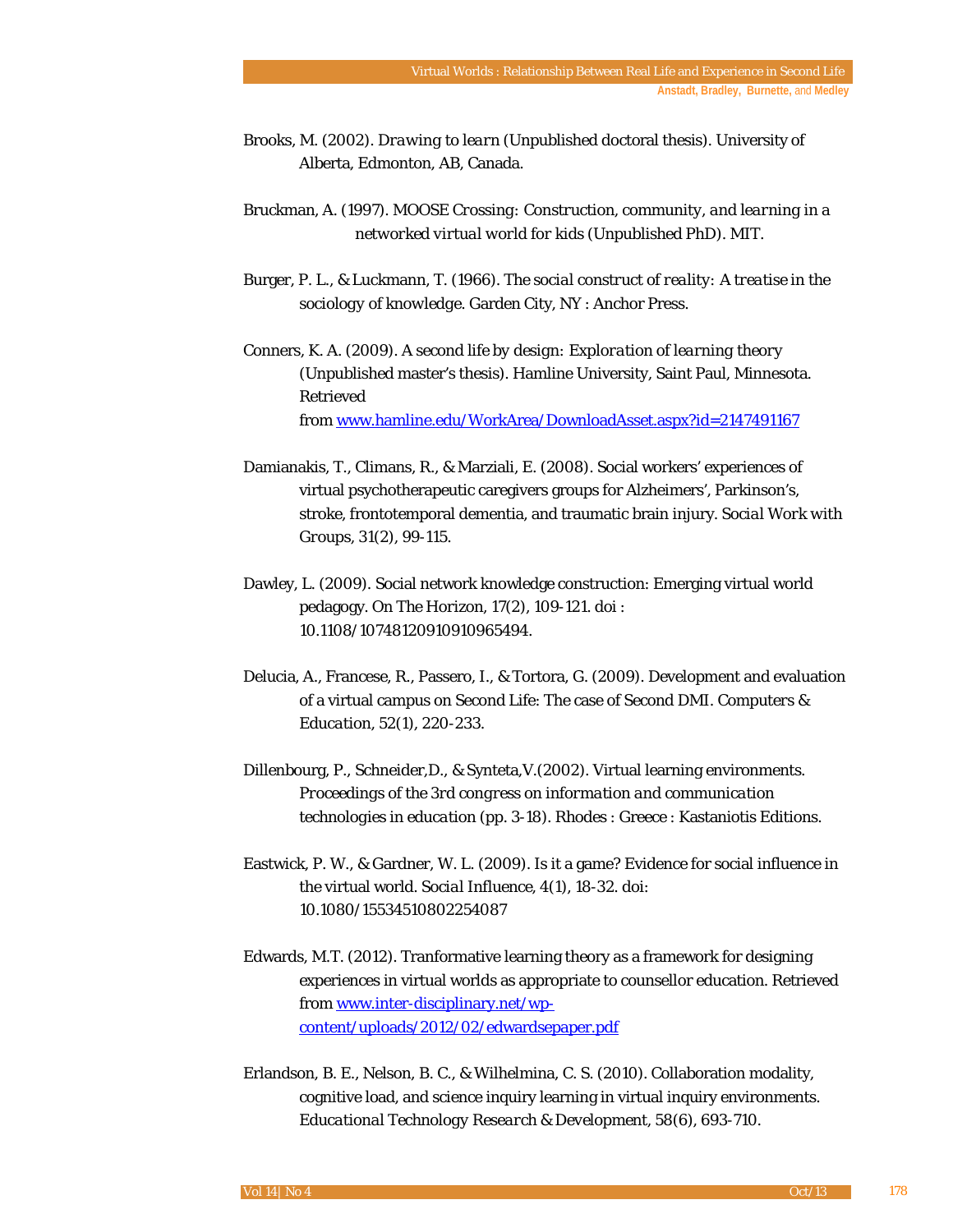Brooks, M. (2002). *Drawing to learn* (Unpublished doctoral thesis). University of Alberta, Edmonton, AB, Canada.

Bruckman, A. (1997). *MOOSE Crossing: Construction, community, and learning in a networked virtual world for kids* (Unpublished PhD). MIT.

Burger, P. L., & Luckmann, T. (1966). *The social construct of reality: A treatise in the sociology of knowledge.* Garden City, NY : Anchor Press.

Conners, K. A. (2009). *A second life by design: Exploration of learning theory* (Unpublished master's thesis). Hamline University, Saint Paul, Minnesota. Retrieved from [www.hamline.edu/WorkArea/DownloadAsset.aspx?id=2147491167](www.hamline.edu/WorkArea/DownloadAsset.aspx?id=2147491167)

Damianakis, T., Climans, R., & Marziali, E. (2008). Social workers' experiences of virtual psychotherapeutic caregivers groups for Alzheimers', Parkinson's, stroke, frontotemporal dementia, and traumatic brain injury. *Social Work with Groups, 31*(2), 99-115.

Dawley, L. (2009). Social network knowledge construction: Emerging virtual world pedagogy. *On The Horizon, 17*(2), 109-121. doi : 10.1108/10748120910965494.

Delucia, A., Francese, R., Passero, I., & Tortora, G. (2009). Development and evaluation of a virtual campus on Second Life: The case of Second DMI. *Computers & Education, 52*(1), 220-233.

Dillenbourg, P., Schneider,D., & Synteta,V.(2002). Virtual learning environments. *Proceedings of the 3rd congress on information and communication technologies in education* (pp. 3-18). Rhodes : Greece : Kastaniotis Editions.

Eastwick, P. W., & Gardner, W. L. (2009). Is it a game? Evidence for social influence in the virtual world. *Social Influence, 4*(1), 18-32. doi: 10.1080/15534510802254087

Edwards, M.T. (2012). Tranformative learning theory as a framework for designing experiences in virtual worlds as appropriate to counsellor education. Retrieved from [www.inter-disciplinary.net/wp-content/uploads/2012/02/edwardsepaper.pdf](www.inter-disciplinary.net/wp-content/uploads/2012/02/edwardsepaper.pdf)

Erlandson, B. E., Nelson, B. C., & Wilhelmina, C. S. (2010). Collaboration modality, cognitive load, and science inquiry learning in virtual inquiry environments. *Educational Technology Research & Development, 58*(6), 693-710.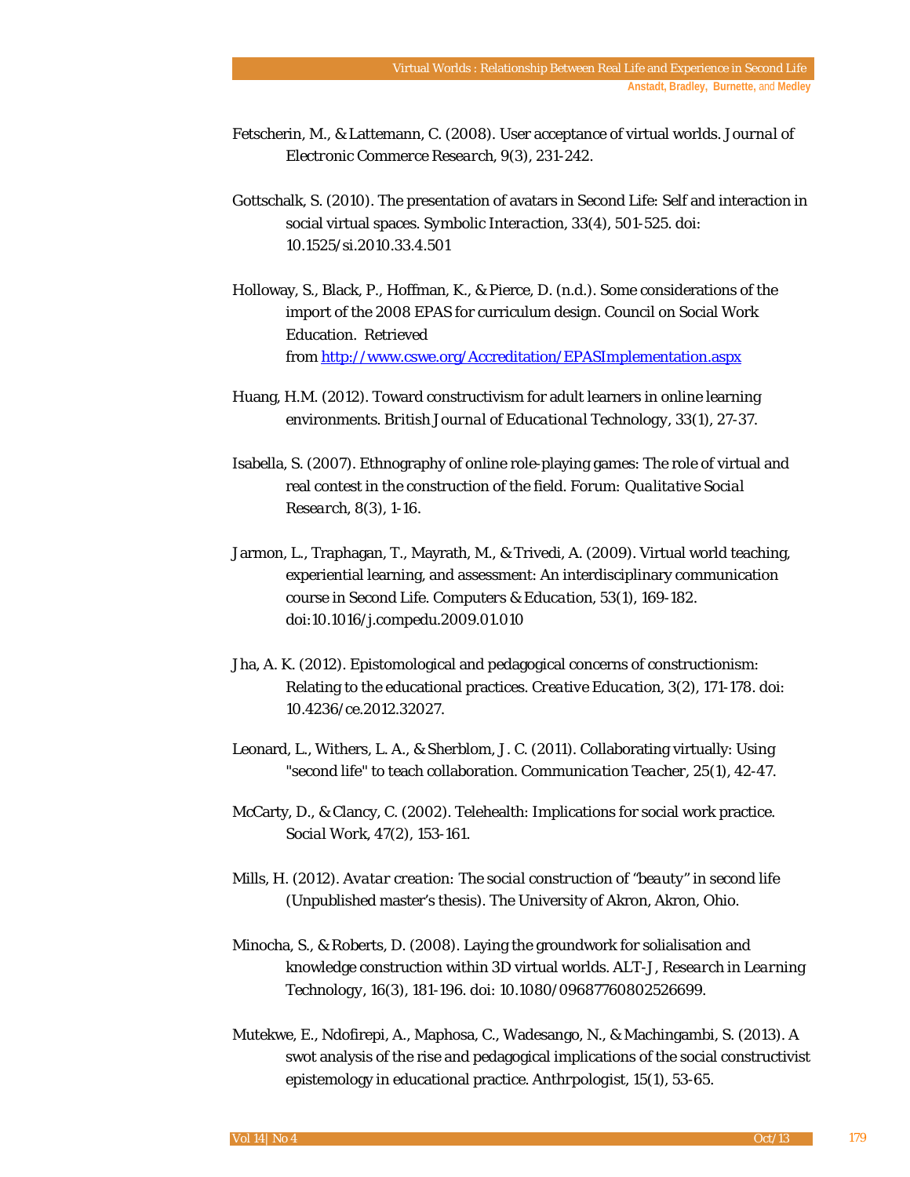Fetscherin, M., & Lattemann, C. (2008). User acceptance of virtual worlds. *Journal of Electronic Commerce Research*, *9*(3), 231-242.

Gottschalk, S. (2010). The presentation of avatars in Second Life: Self and interaction in social virtual spaces. *Symbolic Interaction, 33*(4), 501-525. doi: 10.1525/si.2010.33.4.501

Holloway, S., Black, P., Hoffman, K., & Pierce, D. (n.d.). Some considerations of the import of the 2008 EPAS for curriculum design. Council on Social Work Education. Retrieved from http://www.cswe.org/Accreditation/EPASImplementation.aspx

Huang, H.M. (2012). Toward constructivism for adult learners in online learning environments. *British Journal of Educational Technology*, *33*(1), 27-37.

Isabella, S. (2007). Ethnography of online role-playing games: The role of virtual and real contest in the construction of the field. *Forum: Qualitative Social Research*, *8*(3), 1-16.

Jarmon, L., Traphagan, T., Mayrath, M., & Trivedi, A. (2009). Virtual world teaching, experiential learning, and assessment: An interdisciplinary communication course in Second Life. *Computers & Education, 53*(1), 169-182. doi:10.1016/j.compedu.2009.01.010

Jha, A. K. (2012). Epistomological and pedagogical concerns of constructionism: Relating to the educational practices. *Creative Education*, *3*(2), 171-178. doi: 10.4236/ce.2012.32027.

Leonard, L., Withers, L. A., & Sherblom, J. C. (2011). Collaborating virtually: Using "second life" to teach collaboration. *Communication Teacher, 25*(1), 42-47.

McCarty, D., & Clancy, C. (2002). Telehealth: Implications for social work practice. *Social Work, 47*(2), 153-161.

Mills, H. (2012). *Avatar creation: The social construction of "beauty" in second life* (Unpublished master's thesis). The University of Akron, Akron, Ohio.

Minocha, S., & Roberts, D. (2008). Laying the groundwork for solialisation and knowledge construction within 3D virtual worlds. *ALT-J, Research in Learning Technology*, *16*(3), 181-196. doi: 10.1080/09687760802526699.

Mutekwe, E., Ndofirepi, A., Maphosa, C., Wadesango, N., & Machingambi, S. (2013). A swot analysis of the rise and pedagogical implications of the social constructivist epistemology in educational practice. Anthrpologist, 15(1), 53-65.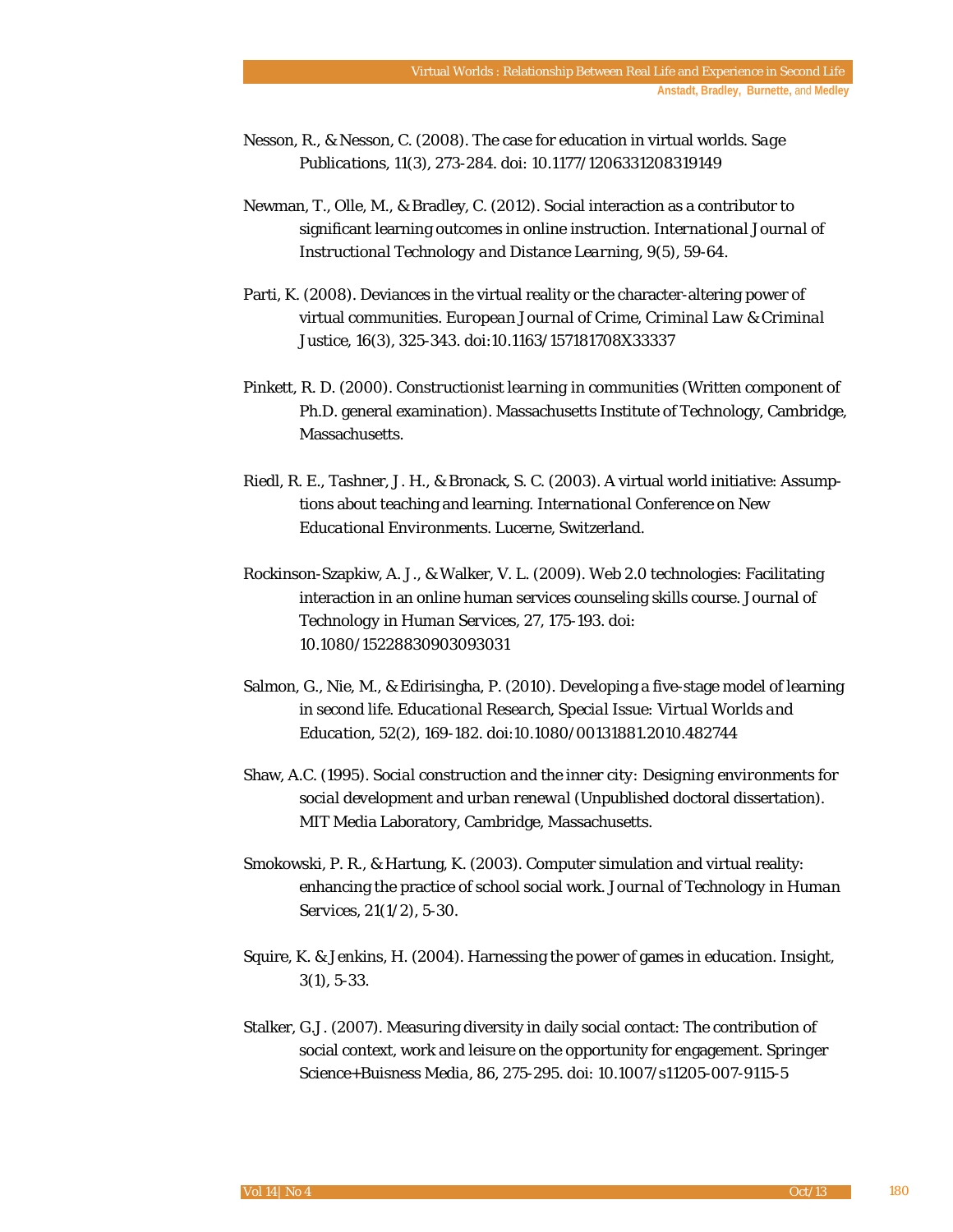Nesson, R., & Nesson, C. (2008). The case for education in virtual worlds. *Sage Publications*, 11(3), 273-284. doi: 10.1177/1206331208319149

Newman, T., Olle, M., & Bradley, C. (2012). Social interaction as a contributor to significant learning outcomes in online instruction. *International Journal of Instructional Technology and Distance Learning*, 9(5), 59-64.

Parti, K. (2008). Deviances in the virtual reality or the character-altering power of virtual communities. *European Journal of Crime, Criminal Law & Criminal Justice*, 16(3), 325-343. doi:10.1163/157181708X33337

Pinkett, R. D. (2000). *Constructionist learning in communities* (Written component of Ph.D. general examination). Massachusetts Institute of Technology, Cambridge, Massachusetts.

Riedl, R. E., Tashner, J. H., & Bronack, S. C. (2003). A virtual world initiative: Assumptions about teaching and learning. *International Conference on New Educational Environments*. Lucerne, Switzerland.

Rockinson-Szapkiw, A. J., & Walker, V. L. (2009). Web 2.0 technologies: Facilitating interaction in an online human services counseling skills course. *Journal of Technology in Human Services*, 27, 175-193. doi: 10.1080/15228830903093031

Salmon, G., Nie, M., & Edirisingha, P. (2010). Developing a five-stage model of learning in second life. *Educational Research, Special Issue: Virtual Worlds and Education*, 52(2), 169-182. doi:10.1080/00131881.2010.482744

Shaw, A.C. (1995). *Social construction and the inner city: Designing environments for social development and urban renewal* (Unpublished doctoral dissertation). MIT Media Laboratory, Cambridge, Massachusetts.

Smokowski, P. R., & Hartung, K. (2003). Computer simulation and virtual reality: enhancing the practice of school social work. *Journal of Technology in Human Services*, 21(1/2), 5-30.

Squire, K. & Jenkins, H. (2004). Harnessing the power of games in education. *Insight*, 3(1), 5-33.

Stalker, G.J. (2007). Measuring diversity in daily social contact: The contribution of social context, work and leisure on the opportunity for engagement. *Springer Science+Buisness Media*, 86, 275-295. doi: 10.1007/s11205-007-9115-5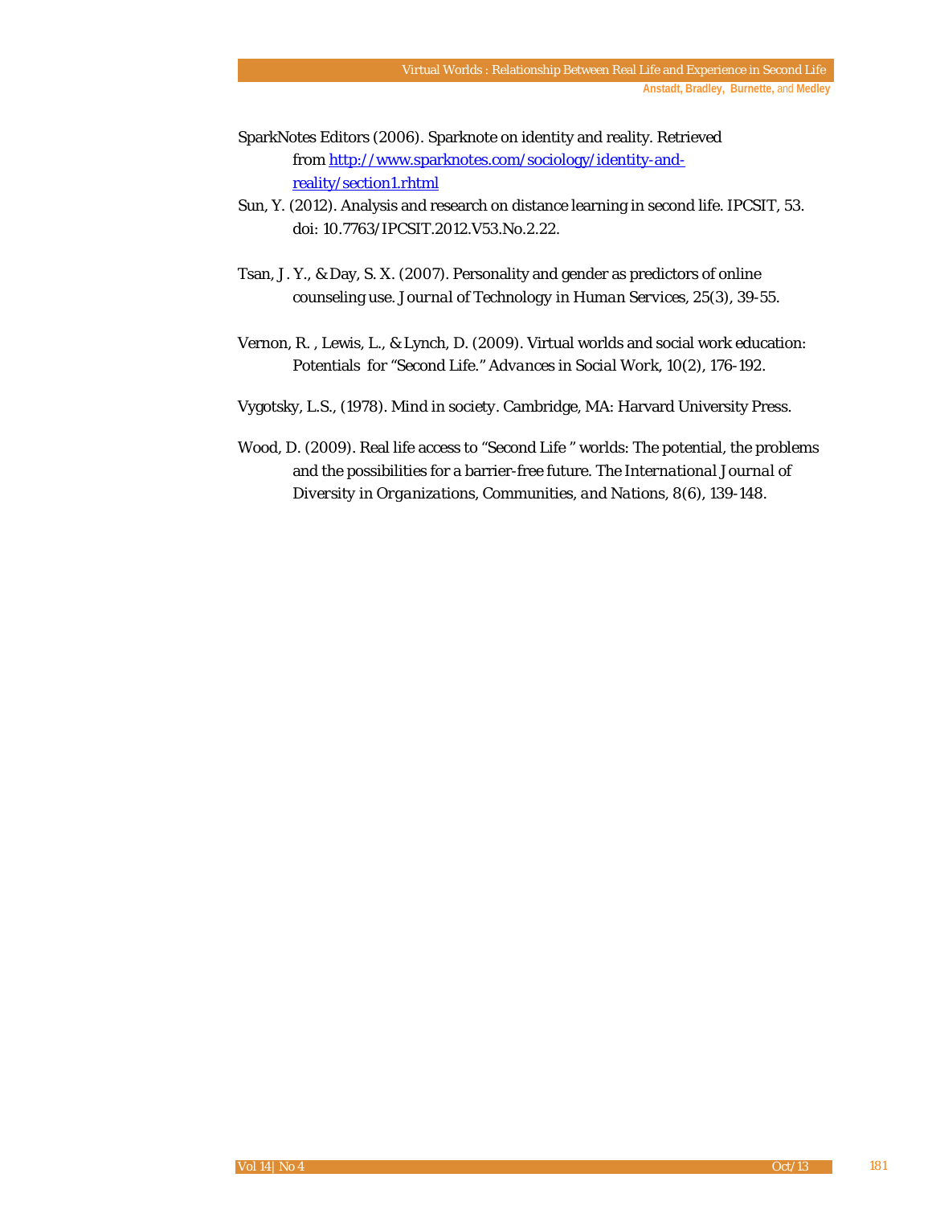SparkNotes Editors (2006). Sparknote on identity and reality. Retrieved from [http://www.sparknotes.com/sociology/identity-and-reality/section1.rhtml](http://www.sparknotes.com/sociology/identity-and-reality/section1.rhtml)

Sun, Y. (2012). Analysis and research on distance learning in second life. IPCSIT, 53. doi: 10.7763/IPCSIT.2012.V53.No.2.22.

Tsan, J. Y., & Day, S. X. (2007). Personality and gender as predictors of online counseling use. *Journal of Technology in Human Services*, 25(3), 39-55.

Vernon, R. , Lewis, L., & Lynch, D. (2009). Virtual worlds and social work education: Potentials for "Second Life." *Advances in Social Work*, 10(2), 176-192.

Vygotsky, L.S., (1978). Mind in society. Cambridge, MA: Harvard University Press.

Wood, D. (2009). Real life access to "Second Life " worlds: The potential, the problems and the possibilities for a barrier-free future. *The International Journal of Diversity in Organizations, Communities, and Nations*, 8(6), 139-148.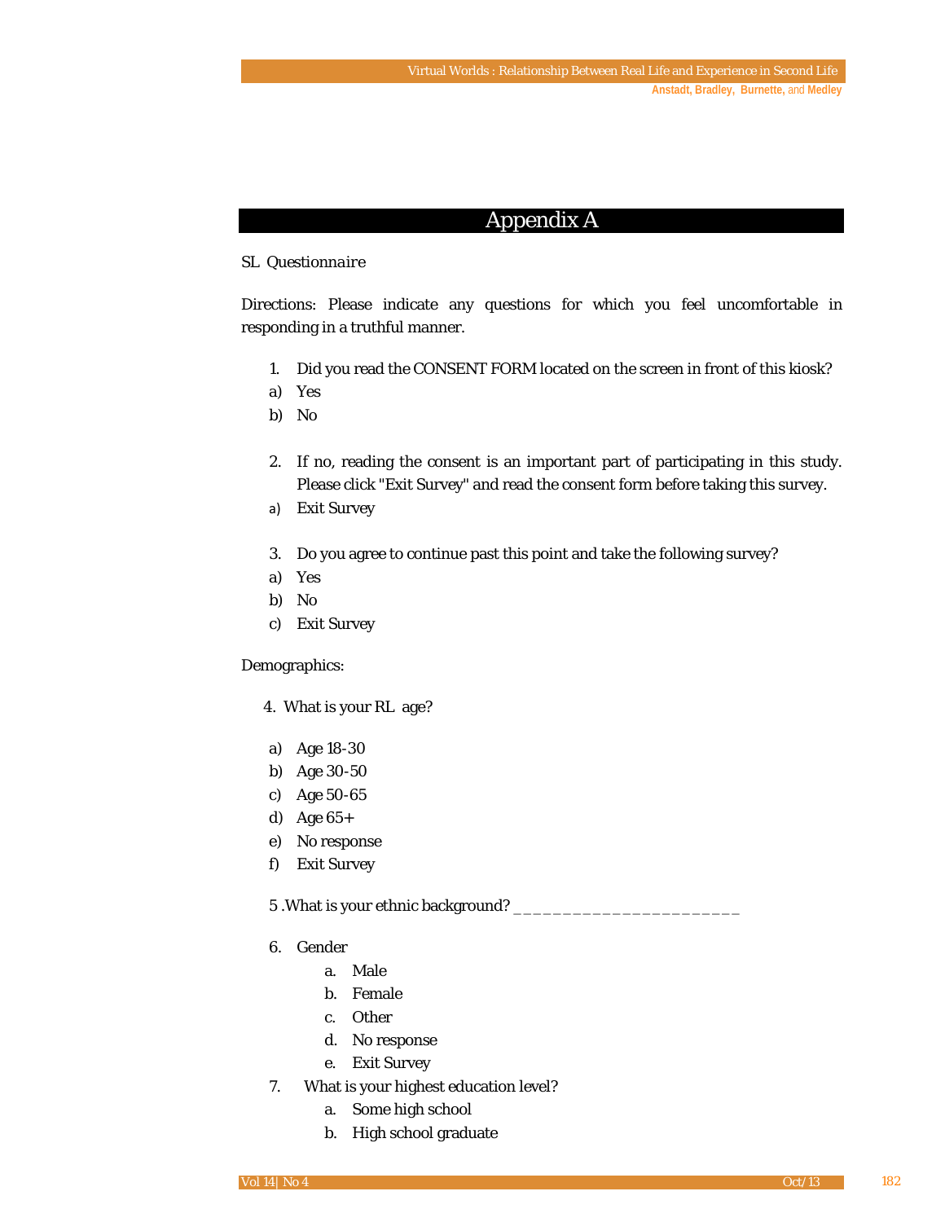# Appendix A

SL Questionnaire

Directions: Please indicate any questions for which you feel uncomfortable in responding in a truthful manner.

1. Did you read the CONSENT FORM located on the screen in front of this kiosk?
   a) Yes
   b) No

2. If no, reading the consent is an important part of participating in this study. Please click "Exit Survey" and read the consent form before taking this survey.
   a) Exit Survey

3. Do you agree to continue past this point and take the following survey?
   a) Yes
   b) No
   c) Exit Survey

Demographics:

4. What is your RL age?
   a) Age 18-30
   b) Age 30-50
   c) Age 50-65
   d) Age 65+
   e) No response
   f) Exit Survey

5 .What is your ethnic background? _______________________

6. Gender
   a. Male
   b. Female
   c. Other
   d. No response
   e. Exit Survey

7. What is your highest education level?
   a. Some high school
   b. High school graduate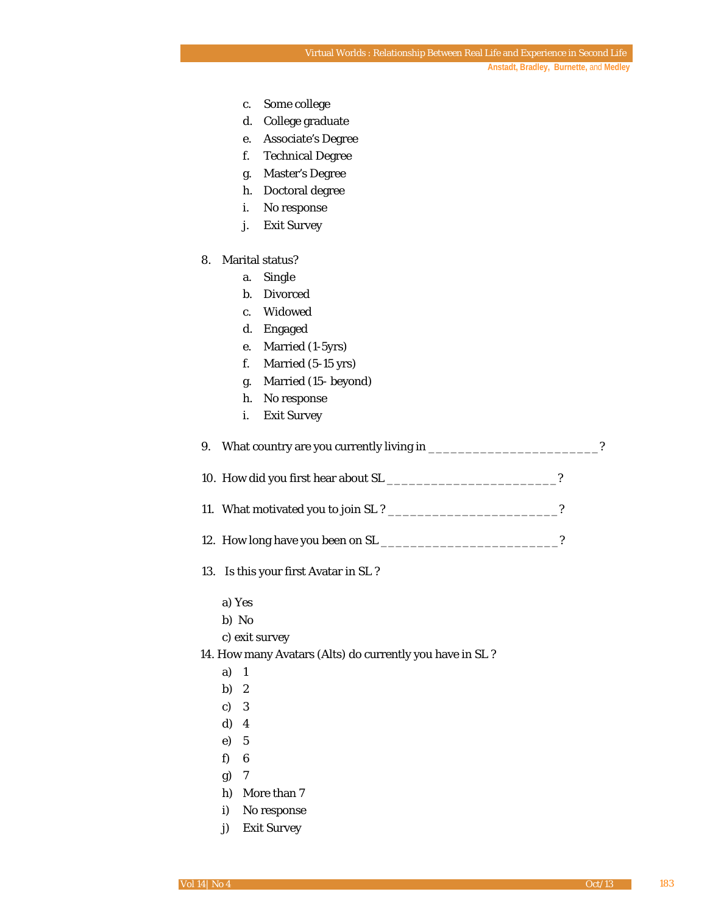c. Some college
   d. College graduate
   e. Associate's Degree
   f. Technical Degree
   g. Master's Degree
   h. Doctoral degree
   i. No response
   j. Exit Survey

8. Marital status?
   a. Single
   b. Divorced
   c. Widowed
   d. Engaged
   e. Married (1-5yrs)
   f. Married (5-15 yrs)
   g. Married (15- beyond)
   h. No response
   i. Exit Survey

9. What country are you currently living in ________________________?

10. How did you first hear about SL ________________________?

11. What motivated you to join SL ? ________________________?

12. How long have you been on SL ________________________?

13. Is this your first Avatar in SL ?

   a) Yes
   b) No
   c) exit survey

14. How many Avatars (Alts) do currently you have in SL ?
   a) 1
   b) 2
   c) 3
   d) 4
   e) 5
   f) 6
   g) 7
   h) More than 7
   i) No response
   j) Exit Survey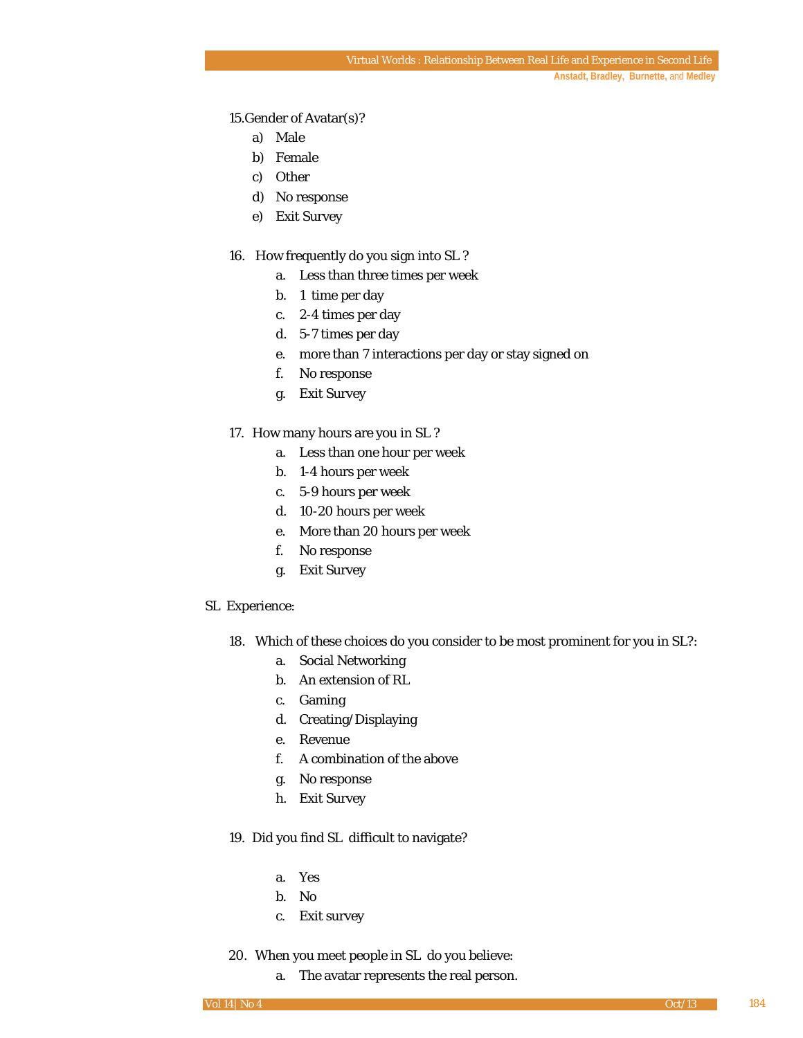15. Gender of Avatar(s)?

a) Male
b) Female
c) Other
d) No response
e) Exit Survey

16. How frequently do you sign into SL ?

a. Less than three times per week
b. 1 time per day
c. 2-4 times per day
d. 5-7 times per day
e. more than 7 interactions per day or stay signed on
f. No response
g. Exit Survey

17. How many hours are you in SL ?

a. Less than one hour per week
b. 1-4 hours per week
c. 5-9 hours per week
d. 10-20 hours per week
e. More than 20 hours per week
f. No response
g. Exit Survey

SL Experience:

18. Which of these choices do you consider to be most prominent for you in SL?:

a. Social Networking
b. An extension of RL
c. Gaming
d. Creating/Displaying
e. Revenue
f. A combination of the above
g. No response
h. Exit Survey

19. Did you find SL difficult to navigate?

a. Yes
b. No
c. Exit survey

20. When you meet people in SL do you believe:

a. The avatar represents the real person.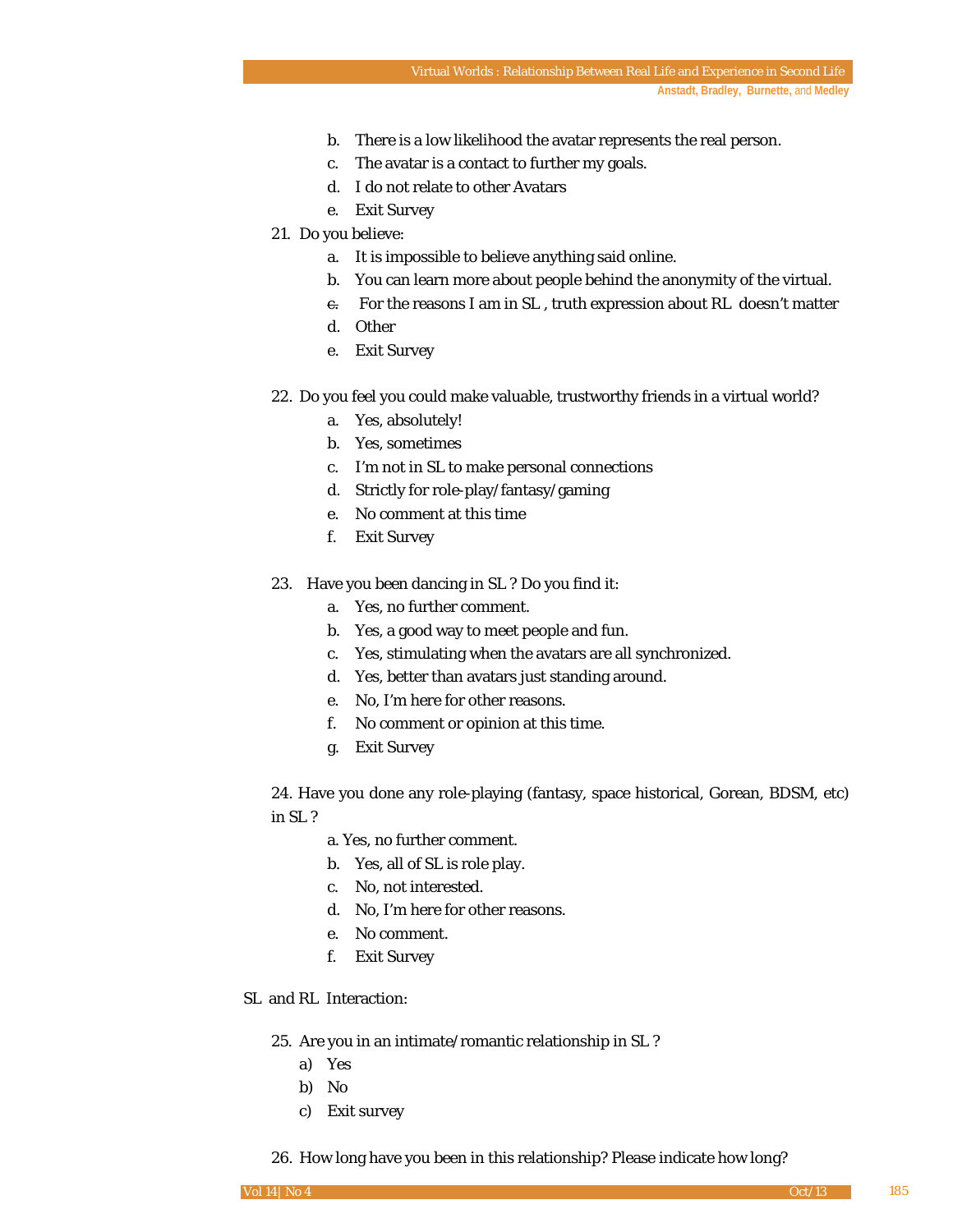b. There is a low likelihood the avatar represents the real person.
c. The avatar is a contact to further my goals.
d. I do not relate to other Avatars
e. Exit Survey

21. Do you believe:
    a. It is impossible to believe anything said online.
    b. You can learn more about people behind the anonymity of the virtual.
    c. For the reasons I am in SL , truth expression about RL doesn't matter
    d. Other
    e. Exit Survey

22. Do you feel you could make valuable, trustworthy friends in a virtual world?
    a. Yes, absolutely!
    b. Yes, sometimes
    c. I'm not in SL to make personal connections
    d. Strictly for role-play/fantasy/gaming
    e. No comment at this time
    f. Exit Survey

23. Have you been dancing in SL ? Do you find it:
    a. Yes, no further comment.
    b. Yes, a good way to meet people and fun.
    c. Yes, stimulating when the avatars are all synchronized.
    d. Yes, better than avatars just standing around.
    e. No, I'm here for other reasons.
    f. No comment or opinion at this time.
    g. Exit Survey

24. Have you done any role-playing (fantasy, space historical, Gorean, BDSM, etc) in SL ?
    a. Yes, no further comment.
    b. Yes, all of SL is role play.
    c. No, not interested.
    d. No, I'm here for other reasons.
    e. No comment.
    f. Exit Survey

SL and RL Interaction:

25. Are you in an intimate/romantic relationship in SL ?
    a) Yes
    b) No
    c) Exit survey

26. How long have you been in this relationship? Please indicate how long?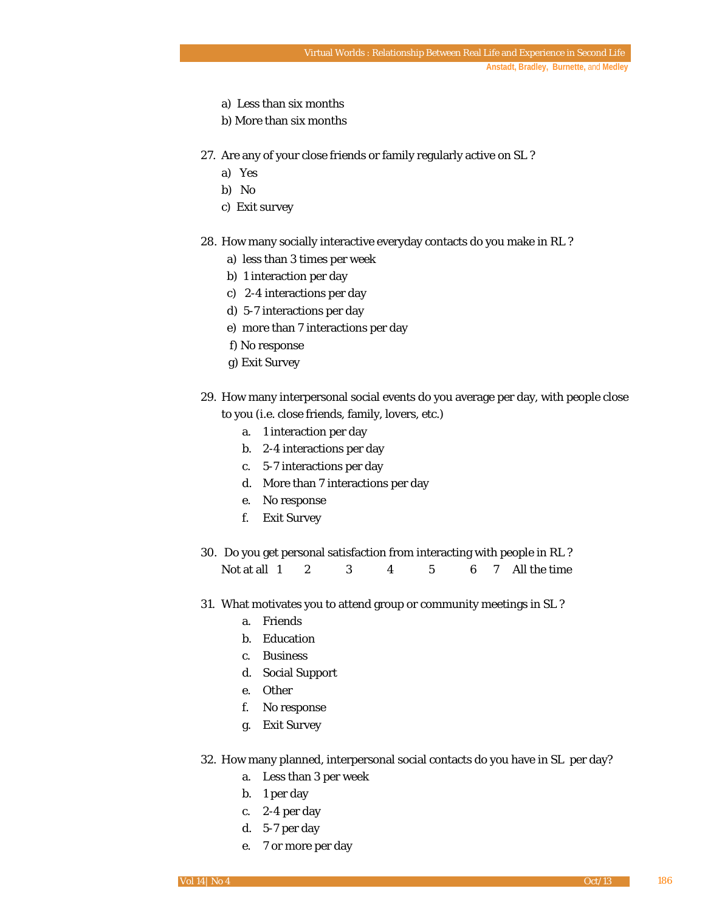a) Less than six months
b) More than six months

27. Are any of your close friends or family regularly active on SL ?
    a) Yes
    b) No
    c) Exit survey

28. How many socially interactive everyday contacts do you make in RL ?
    a) less than 3 times per week
    b) 1 interaction per day
    c) 2-4 interactions per day
    d) 5-7 interactions per day
    e) more than 7 interactions per day
    f) No response
    g) Exit Survey

29. How many interpersonal social events do you average per day, with people close to you (i.e. close friends, family, lovers, etc.)
    a. 1 interaction per day
    b. 2-4 interactions per day
    c. 5-7 interactions per day
    d. More than 7 interactions per day
    e. No response
    f. Exit Survey

30. Do you get personal satisfaction from interacting with people in RL ?
    Not at all 1 2 3 4 5 6 7 All the time

31. What motivates you to attend group or community meetings in SL ?
    a. Friends
    b. Education
    c. Business
    d. Social Support
    e. Other
    f. No response
    g. Exit Survey

32. How many planned, interpersonal social contacts do you have in SL per day?
    a. Less than 3 per week
    b. 1 per day
    c. 2-4 per day
    d. 5-7 per day
    e. 7 or more per day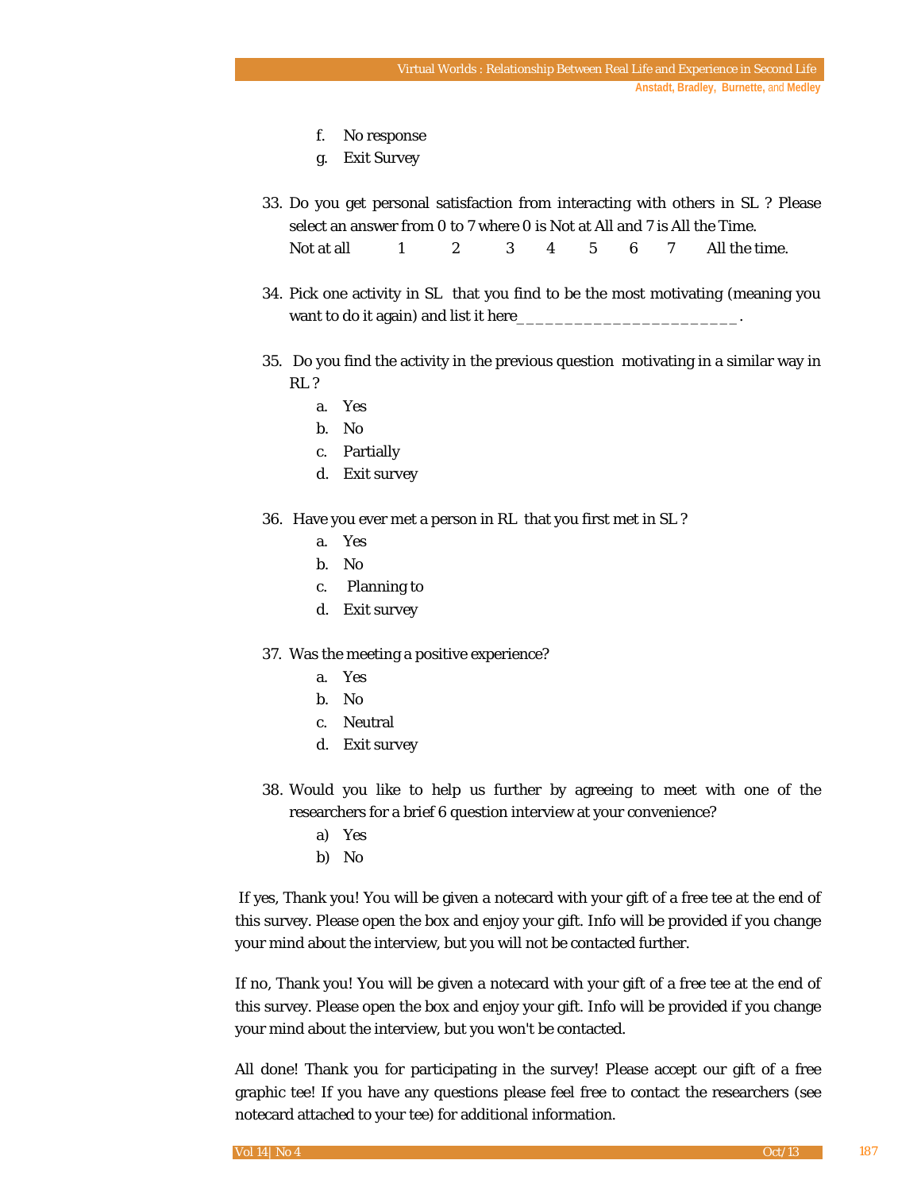f. No response
   g. Exit Survey

33. Do you get personal satisfaction from interacting with others in SL ? Please select an answer from 0 to 7 where 0 is Not at All and 7 is All the Time.
    Not at all 1 2 3 4 5 6 7 All the time.

34. Pick one activity in SL that you find to be the most motivating (meaning you want to do it again) and list it here_______________________.

35. Do you find the activity in the previous question motivating in a similar way in RL ?
    a. Yes
    b. No
    c. Partially
    d. Exit survey

36. Have you ever met a person in RL that you first met in SL ?
    a. Yes
    b. No
    c. Planning to
    d. Exit survey

37. Was the meeting a positive experience?
    a. Yes
    b. No
    c. Neutral
    d. Exit survey

38. Would you like to help us further by agreeing to meet with one of the researchers for a brief 6 question interview at your convenience?
    a) Yes
    b) No

If yes, Thank you! You will be given a notecard with your gift of a free tee at the end of this survey. Please open the box and enjoy your gift. Info will be provided if you change your mind about the interview, but you will not be contacted further.

If no, Thank you! You will be given a notecard with your gift of a free tee at the end of this survey. Please open the box and enjoy your gift. Info will be provided if you change your mind about the interview, but you won't be contacted.

All done! Thank you for participating in the survey! Please accept our gift of a free graphic tee! If you have any questions please feel free to contact the researchers (see notecard attached to your tee) for additional information.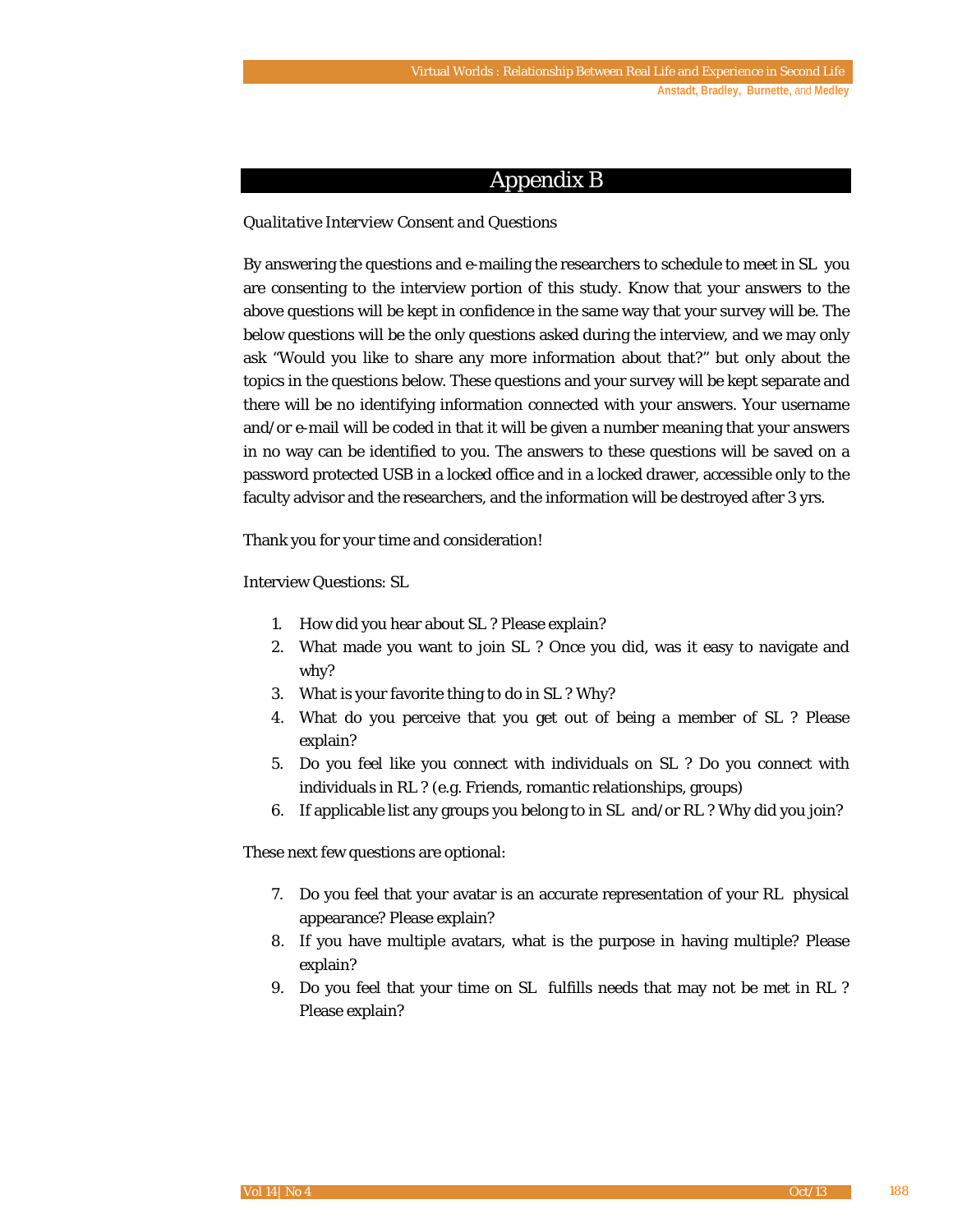# Appendix B

*Qualitative Interview Consent and Questions*

By answering the questions and e-mailing the researchers to schedule to meet in SL you are consenting to the interview portion of this study. Know that your answers to the above questions will be kept in confidence in the same way that your survey will be. The below questions will be the only questions asked during the interview, and we may only ask "Would you like to share any more information about that?" but only about the topics in the questions below. These questions and your survey will be kept separate and there will be no identifying information connected with your answers. Your username and/or e-mail will be coded in that it will be given a number meaning that your answers in no way can be identified to you. The answers to these questions will be saved on a password protected USB in a locked office and in a locked drawer, accessible only to the faculty advisor and the researchers, and the information will be destroyed after 3 yrs.

Thank you for your time and consideration!

Interview Questions: SL

1. How did you hear about SL ? Please explain?
2. What made you want to join SL ? Once you did, was it easy to navigate and why?
3. What is your favorite thing to do in SL ? Why?
4. What do you perceive that you get out of being a member of SL ? Please explain?
5. Do you feel like you connect with individuals on SL ? Do you connect with individuals in RL ? (e.g. Friends, romantic relationships, groups)
6. If applicable list any groups you belong to in SL and/or RL ? Why did you join?

These next few questions are optional:

7. Do you feel that your avatar is an accurate representation of your RL physical appearance? Please explain?
8. If you have multiple avatars, what is the purpose in having multiple? Please explain?
9. Do you feel that your time on SL fulfills needs that may not be met in RL ? Please explain?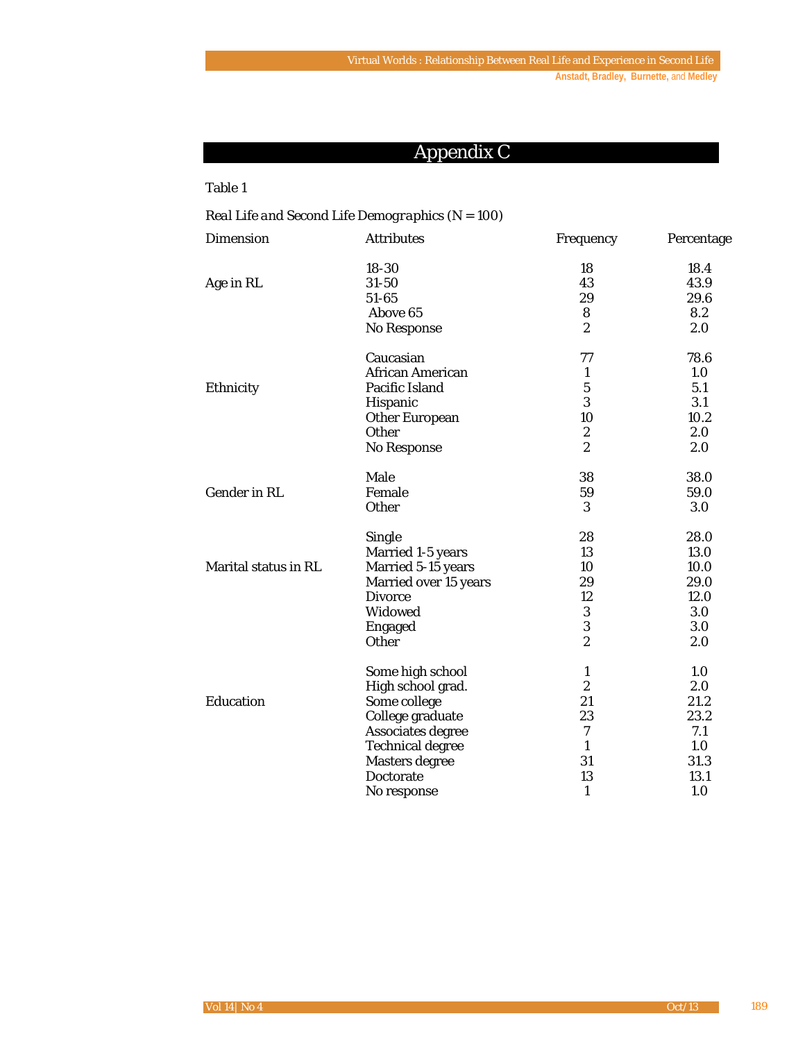## Appendix C

Table 1

*Real Life and Second Life Demographics (N = 100)*

| Dimension | Attributes | Frequency | Percentage |
|---|---|---|---|
| Age in RL | 18-30 | 18 | 18.4 |
| | 31-50 | 43 | 43.9 |
| | 51-65 | 29 | 29.6 |
| | Above 65 | 8 | 8.2 |
| | No Response | 2 | 2.0 |
| Ethnicity | Caucasian | 77 | 78.6 |
| | African American | 1 | 1.0 |
| | Pacific Island | 5 | 5.1 |
| | Hispanic | 3 | 3.1 |
| | Other European | 10 | 10.2 |
| | Other | 2 | 2.0 |
| | No Response | 2 | 2.0 |
| Gender in RL | Male | 38 | 38.0 |
| | Female | 59 | 59.0 |
| | Other | 3 | 3.0 |
| Marital status in RL | Single | 28 | 28.0 |
| | Married 1-5 years | 13 | 13.0 |
| | Married 5-15 years | 10 | 10.0 |
| | Married over 15 years | 29 | 29.0 |
| | Divorce | 12 | 12.0 |
| | Widowed | 3 | 3.0 |
| | Engaged | 3 | 3.0 |
| | Other | 2 | 2.0 |
| Education | Some high school | 1 | 1.0 |
| | High school grad. | 2 | 2.0 |
| | Some college | 21 | 21.2 |
| | College graduate | 23 | 23.2 |
| | Associates degree | 7 | 7.1 |
| | Technical degree | 1 | 1.0 |
| | Masters degree | 31 | 31.3 |
| | Doctorate | 13 | 13.1 |
| | No response | 1 | 1.0 |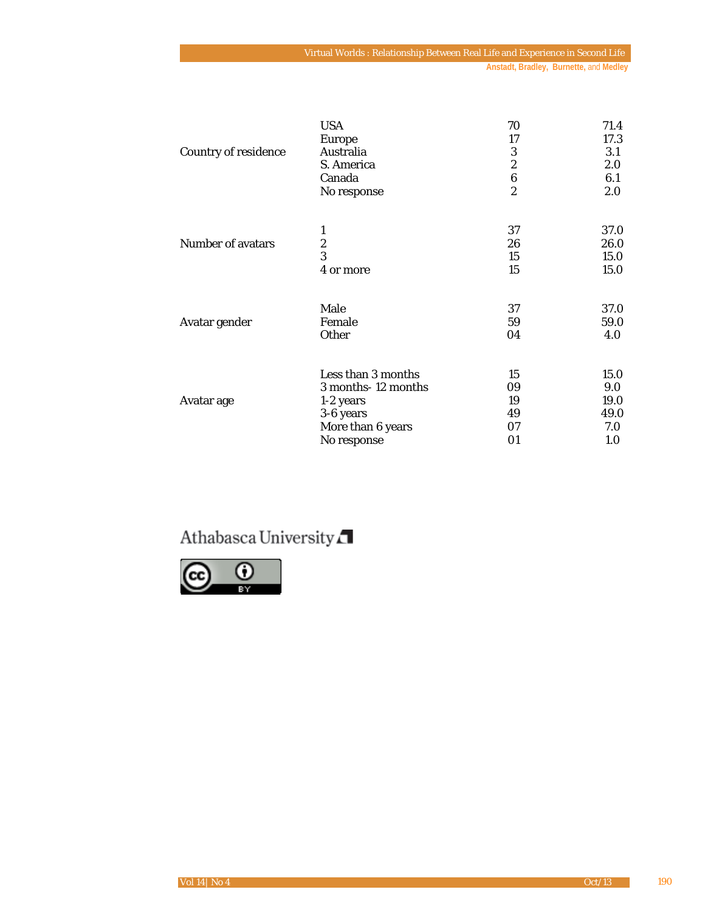| | | | |
|---|---|---|---|
| Country of residence | USA | 70 | 71.4 |
| | Europe | 17 | 17.3 |
| | Australia | 3 | 3.1 |
| | S. America | 2 | 2.0 |
| | Canada | 6 | 6.1 |
| | No response | 2 | 2.0 |
| Number of avatars | 1 | 37 | 37.0 |
| | 2 | 26 | 26.0 |
| | 3 | 15 | 15.0 |
| | 4 or more | 15 | 15.0 |
| Avatar gender | Male | 37 | 37.0 |
| | Female | 59 | 59.0 |
| | Other | 04 | 4.0 |
| Avatar age | Less than 3 months | 15 | 15.0 |
| | 3 months- 12 months | 09 | 9.0 |
| | 1-2 years | 19 | 19.0 |
| | 3-6 years | 49 | 49.0 |
| | More than 6 years | 07 | 7.0 |
| | No response | 01 | 1.0 |

Athabasca University